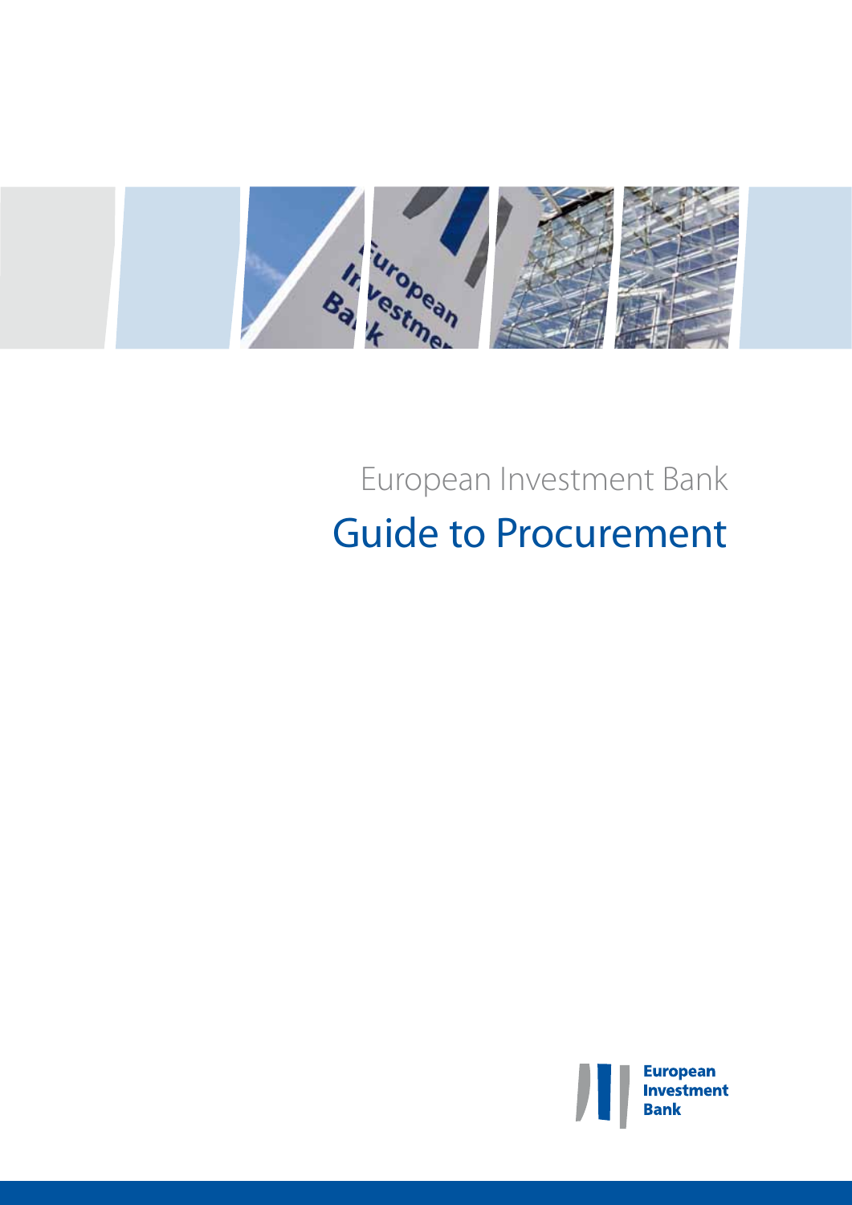European Investment Bank

# Guide to Procurement

European Investment Bank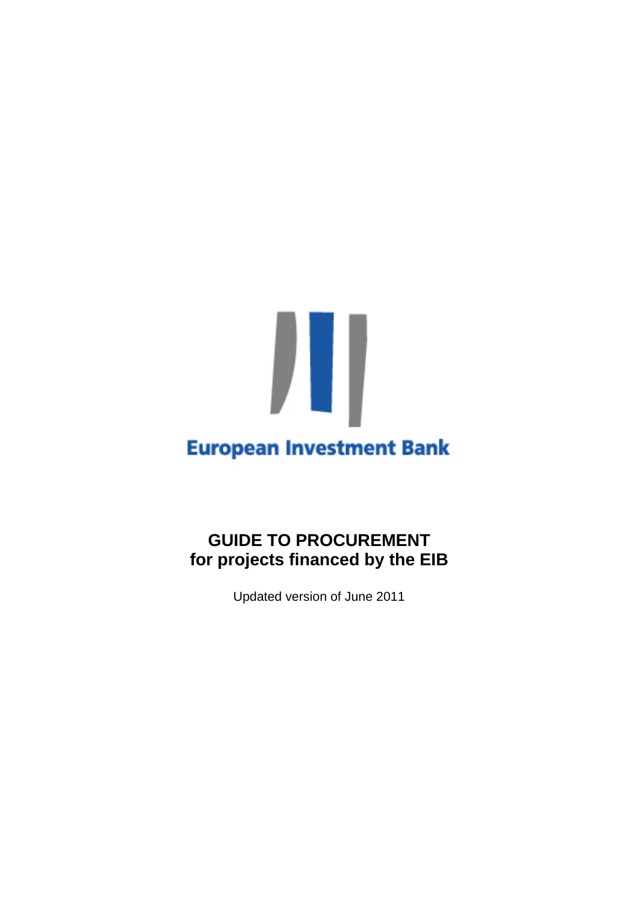European Investment Bank

# GUIDE TO PROCUREMENT for projects financed by the EIB

Updated version of June 2011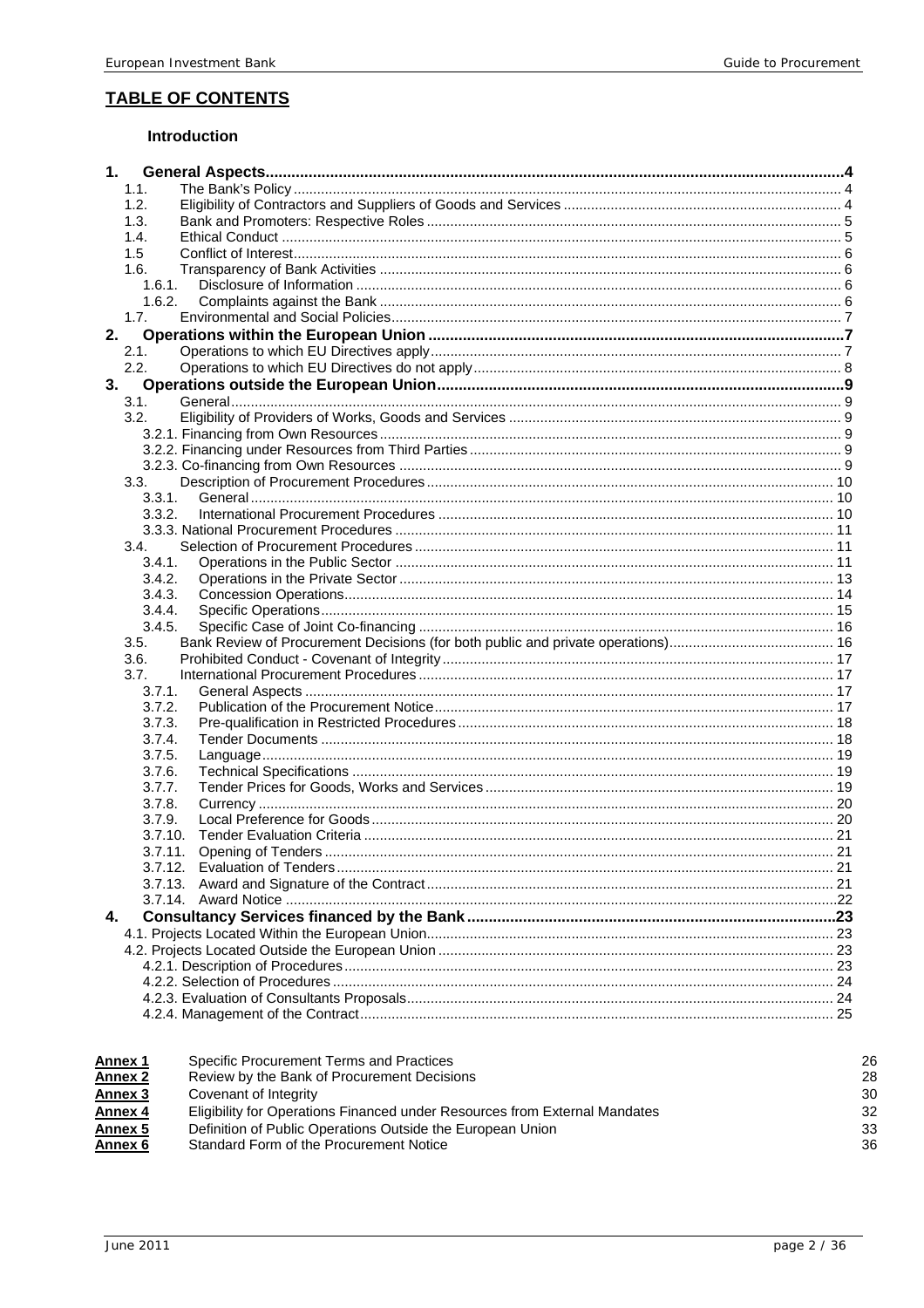## TABLE OF CONTENTS

### Introduction

**1. General Aspects** ... 4
- 1.1. The Bank's Policy ... 4
- 1.2. Eligibility of Contractors and Suppliers of Goods and Services ... 4
- 1.3. Bank and Promoters: Respective Roles ... 5
- 1.4. Ethical Conduct ... 5
- 1.5 Conflict of Interest ... 6
- 1.6. Transparency of Bank Activities ... 6
  - 1.6.1. Disclosure of Information ... 6
  - 1.6.2. Complaints against the Bank ... 6
- 1.7. Environmental and Social Policies ... 7

**2. Operations within the European Union** ... 7
- 2.1. Operations to which EU Directives apply ... 7
- 2.2. Operations to which EU Directives do not apply ... 8

**3. Operations outside the European Union** ... 9
- 3.1. General ... 9
- 3.2. Eligibility of Providers of Works, Goods and Services ... 9
  - 3.2.1. Financing from Own Resources ... 9
  - 3.2.2. Financing under Resources from Third Parties ... 9
  - 3.2.3. Co-financing from Own Resources ... 9
- 3.3. Description of Procurement Procedures ... 10
  - 3.3.1. General ... 10
  - 3.3.2. International Procurement Procedures ... 10
  - 3.3.3. National Procurement Procedures ... 11
- 3.4. Selection of Procurement Procedures ... 11
  - 3.4.1. Operations in the Public Sector ... 11
  - 3.4.2. Operations in the Private Sector ... 13
  - 3.4.3. Concession Operations ... 14
  - 3.4.4. Specific Operations ... 15
  - 3.4.5. Specific Case of Joint Co-financing ... 16
- 3.5. Bank Review of Procurement Decisions (for both public and private operations) ... 16
- 3.6. Prohibited Conduct - Covenant of Integrity ... 17
- 3.7. International Procurement Procedures ... 17
  - 3.7.1. General Aspects ... 17
  - 3.7.2. Publication of the Procurement Notice ... 17
  - 3.7.3. Pre-qualification in Restricted Procedures ... 18
  - 3.7.4. Tender Documents ... 18
  - 3.7.5. Language ... 19
  - 3.7.6. Technical Specifications ... 19
  - 3.7.7. Tender Prices for Goods, Works and Services ... 19
  - 3.7.8. Currency ... 20
  - 3.7.9. Local Preference for Goods ... 20
  - 3.7.10. Tender Evaluation Criteria ... 21
  - 3.7.11. Opening of Tenders ... 21
  - 3.7.12. Evaluation of Tenders ... 21
  - 3.7.13. Award and Signature of the Contract ... 21
  - 3.7.14. Award Notice ... 22

**4. Consultancy Services financed by the Bank** ... 23
- 4.1. Projects Located Within the European Union ... 23
- 4.2. Projects Located Outside the European Union ... 23
  - 4.2.1. Description of Procedures ... 23
  - 4.2.2. Selection of Procedures ... 24
  - 4.2.3. Evaluation of Consultants Proposals ... 24
  - 4.2.4. Management of the Contract ... 25

| | | |
|---|---|---|
| **Annex 1** | Specific Procurement Terms and Practices | 26 |
| **Annex 2** | Review by the Bank of Procurement Decisions | 28 |
| **Annex 3** | Covenant of Integrity | 30 |
| **Annex 4** | Eligibility for Operations Financed under Resources from External Mandates | 32 |
| **Annex 5** | Definition of Public Operations Outside the European Union | 33 |
| **Annex 6** | Standard Form of the Procurement Notice | 36 |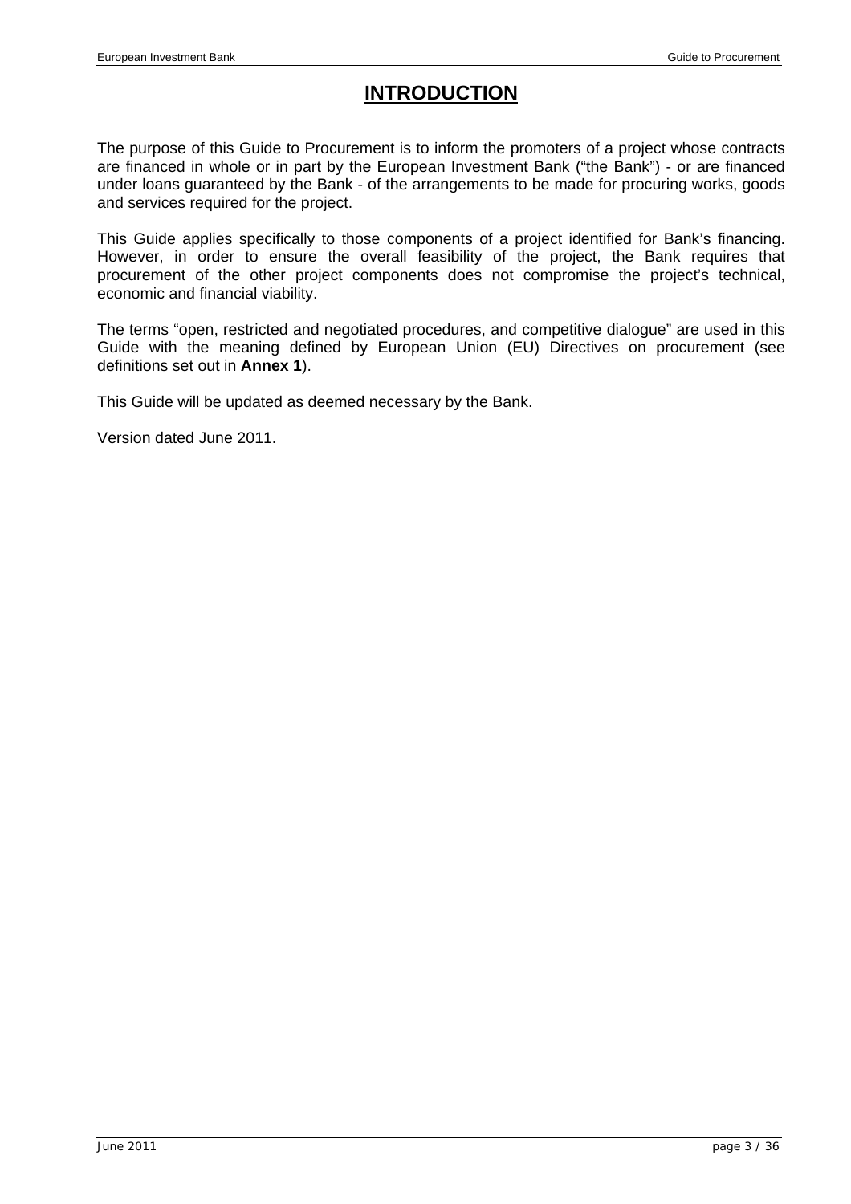# INTRODUCTION

The purpose of this Guide to Procurement is to inform the promoters of a project whose contracts are financed in whole or in part by the European Investment Bank ("the Bank") - or are financed under loans guaranteed by the Bank - of the arrangements to be made for procuring works, goods and services required for the project.

This Guide applies specifically to those components of a project identified for Bank's financing. However, in order to ensure the overall feasibility of the project, the Bank requires that procurement of the other project components does not compromise the project's technical, economic and financial viability.

The terms "open, restricted and negotiated procedures, and competitive dialogue" are used in this Guide with the meaning defined by European Union (EU) Directives on procurement (see definitions set out in **Annex 1**).

This Guide will be updated as deemed necessary by the Bank.

Version dated June 2011.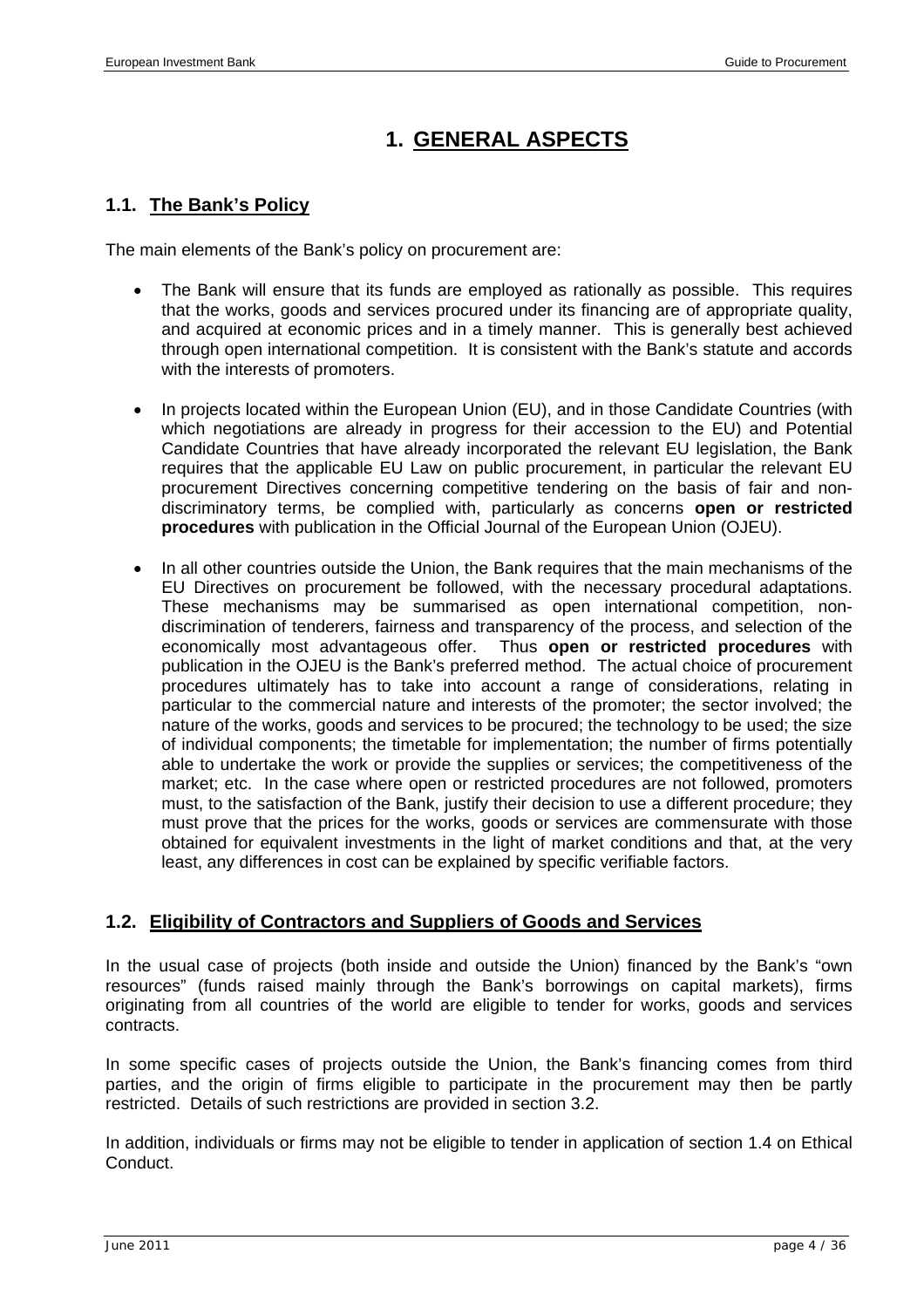# 1. GENERAL ASPECTS

## 1.1. The Bank's Policy

The main elements of the Bank's policy on procurement are:

- The Bank will ensure that its funds are employed as rationally as possible. This requires that the works, goods and services procured under its financing are of appropriate quality, and acquired at economic prices and in a timely manner. This is generally best achieved through open international competition. It is consistent with the Bank's statute and accords with the interests of promoters.

- In projects located within the European Union (EU), and in those Candidate Countries (with which negotiations are already in progress for their accession to the EU) and Potential Candidate Countries that have already incorporated the relevant EU legislation, the Bank requires that the applicable EU Law on public procurement, in particular the relevant EU procurement Directives concerning competitive tendering on the basis of fair and non-discriminatory terms, be complied with, particularly as concerns **open or restricted procedures** with publication in the Official Journal of the European Union (OJEU).

- In all other countries outside the Union, the Bank requires that the main mechanisms of the EU Directives on procurement be followed, with the necessary procedural adaptations. These mechanisms may be summarised as open international competition, non-discrimination of tenderers, fairness and transparency of the process, and selection of the economically most advantageous offer. Thus **open or restricted procedures** with publication in the OJEU is the Bank's preferred method. The actual choice of procurement procedures ultimately has to take into account a range of considerations, relating in particular to the commercial nature and interests of the promoter; the sector involved; the nature of the works, goods and services to be procured; the technology to be used; the size of individual components; the timetable for implementation; the number of firms potentially able to undertake the work or provide the supplies or services; the competitiveness of the market; etc. In the case where open or restricted procedures are not followed, promoters must, to the satisfaction of the Bank, justify their decision to use a different procedure; they must prove that the prices for the works, goods or services are commensurate with those obtained for equivalent investments in the light of market conditions and that, at the very least, any differences in cost can be explained by specific verifiable factors.

## 1.2. Eligibility of Contractors and Suppliers of Goods and Services

In the usual case of projects (both inside and outside the Union) financed by the Bank's "own resources" (funds raised mainly through the Bank's borrowings on capital markets), firms originating from all countries of the world are eligible to tender for works, goods and services contracts.

In some specific cases of projects outside the Union, the Bank's financing comes from third parties, and the origin of firms eligible to participate in the procurement may then be partly restricted. Details of such restrictions are provided in section 3.2.

In addition, individuals or firms may not be eligible to tender in application of section 1.4 on Ethical Conduct.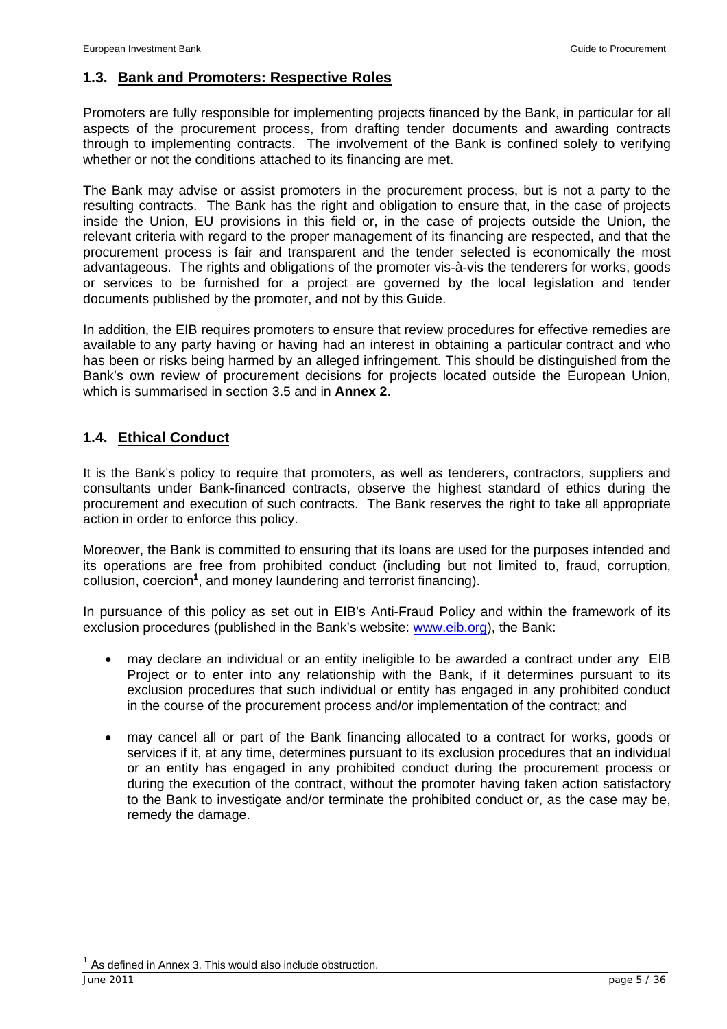## 1.3. Bank and Promoters: Respective Roles

Promoters are fully responsible for implementing projects financed by the Bank, in particular for all aspects of the procurement process, from drafting tender documents and awarding contracts through to implementing contracts. The involvement of the Bank is confined solely to verifying whether or not the conditions attached to its financing are met.

The Bank may advise or assist promoters in the procurement process, but is not a party to the resulting contracts. The Bank has the right and obligation to ensure that, in the case of projects inside the Union, EU provisions in this field or, in the case of projects outside the Union, the relevant criteria with regard to the proper management of its financing are respected, and that the procurement process is fair and transparent and the tender selected is economically the most advantageous. The rights and obligations of the promoter vis-à-vis the tenderers for works, goods or services to be furnished for a project are governed by the local legislation and tender documents published by the promoter, and not by this Guide.

In addition, the EIB requires promoters to ensure that review procedures for effective remedies are available to any party having or having had an interest in obtaining a particular contract and who has been or risks being harmed by an alleged infringement. This should be distinguished from the Bank's own review of procurement decisions for projects located outside the European Union, which is summarised in section 3.5 and in **Annex 2**.

## 1.4. Ethical Conduct

It is the Bank's policy to require that promoters, as well as tenderers, contractors, suppliers and consultants under Bank-financed contracts, observe the highest standard of ethics during the procurement and execution of such contracts. The Bank reserves the right to take all appropriate action in order to enforce this policy.

Moreover, the Bank is committed to ensuring that its loans are used for the purposes intended and its operations are free from prohibited conduct (including but not limited to, fraud, corruption, collusion, coercion[1], and money laundering and terrorist financing).

In pursuance of this policy as set out in EIB's Anti-Fraud Policy and within the framework of its exclusion procedures (published in the Bank's website: www.eib.org), the Bank:

- may declare an individual or an entity ineligible to be awarded a contract under any EIB Project or to enter into any relationship with the Bank, if it determines pursuant to its exclusion procedures that such individual or entity has engaged in any prohibited conduct in the course of the procurement process and/or implementation of the contract; and
- may cancel all or part of the Bank financing allocated to a contract for works, goods or services if it, at any time, determines pursuant to its exclusion procedures that an individual or an entity has engaged in any prohibited conduct during the procurement process or during the execution of the contract, without the promoter having taken action satisfactory to the Bank to investigate and/or terminate the prohibited conduct or, as the case may be, remedy the damage.

[1] As defined in Annex 3. This would also include obstruction.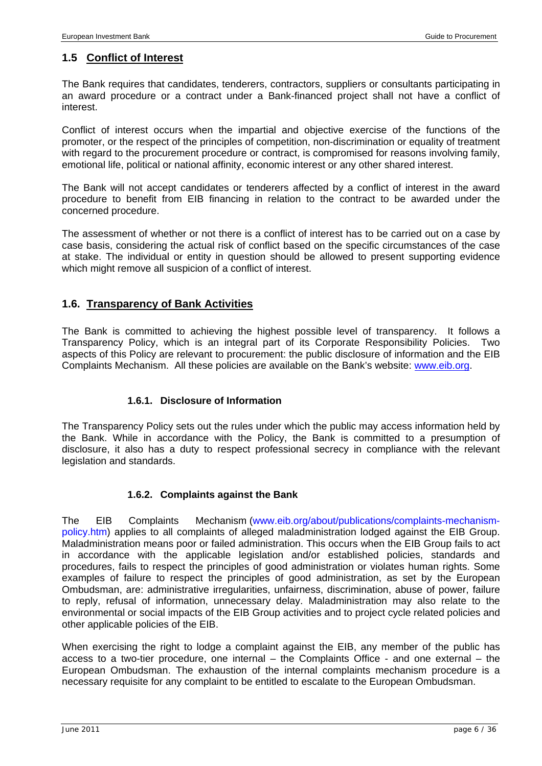## 1.5 Conflict of Interest

The Bank requires that candidates, tenderers, contractors, suppliers or consultants participating in an award procedure or a contract under a Bank-financed project shall not have a conflict of interest.

Conflict of interest occurs when the impartial and objective exercise of the functions of the promoter, or the respect of the principles of competition, non-discrimination or equality of treatment with regard to the procurement procedure or contract, is compromised for reasons involving family, emotional life, political or national affinity, economic interest or any other shared interest.

The Bank will not accept candidates or tenderers affected by a conflict of interest in the award procedure to benefit from EIB financing in relation to the contract to be awarded under the concerned procedure.

The assessment of whether or not there is a conflict of interest has to be carried out on a case by case basis, considering the actual risk of conflict based on the specific circumstances of the case at stake. The individual or entity in question should be allowed to present supporting evidence which might remove all suspicion of a conflict of interest.

## 1.6. Transparency of Bank Activities

The Bank is committed to achieving the highest possible level of transparency. It follows a Transparency Policy, which is an integral part of its Corporate Responsibility Policies. Two aspects of this Policy are relevant to procurement: the public disclosure of information and the EIB Complaints Mechanism. All these policies are available on the Bank's website: www.eib.org.

### 1.6.1. Disclosure of Information

The Transparency Policy sets out the rules under which the public may access information held by the Bank. While in accordance with the Policy, the Bank is committed to a presumption of disclosure, it also has a duty to respect professional secrecy in compliance with the relevant legislation and standards.

### 1.6.2. Complaints against the Bank

The EIB Complaints Mechanism (www.eib.org/about/publications/complaints-mechanism-policy.htm) applies to all complaints of alleged maladministration lodged against the EIB Group. Maladministration means poor or failed administration. This occurs when the EIB Group fails to act in accordance with the applicable legislation and/or established policies, standards and procedures, fails to respect the principles of good administration or violates human rights. Some examples of failure to respect the principles of good administration, as set by the European Ombudsman, are: administrative irregularities, unfairness, discrimination, abuse of power, failure to reply, refusal of information, unnecessary delay. Maladministration may also relate to the environmental or social impacts of the EIB Group activities and to project cycle related policies and other applicable policies of the EIB.

When exercising the right to lodge a complaint against the EIB, any member of the public has access to a two-tier procedure, one internal – the Complaints Office - and one external – the European Ombudsman. The exhaustion of the internal complaints mechanism procedure is a necessary requisite for any complaint to be entitled to escalate to the European Ombudsman.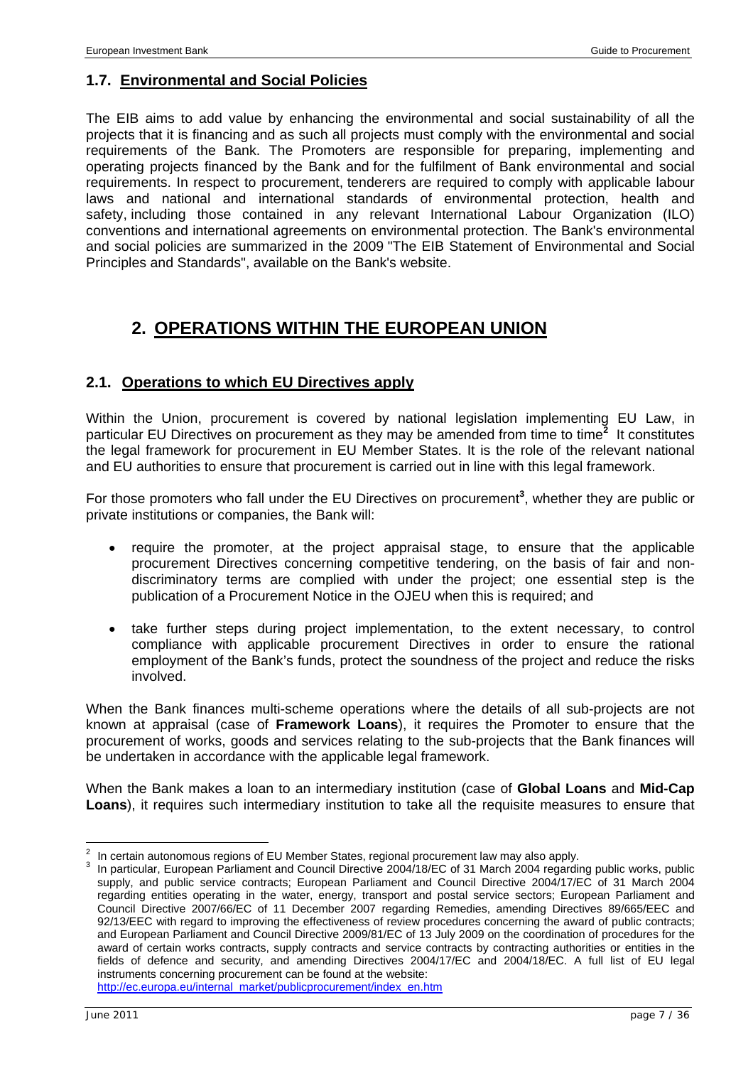### 1.7. Environmental and Social Policies

The EIB aims to add value by enhancing the environmental and social sustainability of all the projects that it is financing and as such all projects must comply with the environmental and social requirements of the Bank. The Promoters are responsible for preparing, implementing and operating projects financed by the Bank and for the fulfilment of Bank environmental and social requirements. In respect to procurement, tenderers are required to comply with applicable labour laws and national and international standards of environmental protection, health and safety, including those contained in any relevant International Labour Organization (ILO) conventions and international agreements on environmental protection. The Bank's environmental and social policies are summarized in the 2009 "The EIB Statement of Environmental and Social Principles and Standards", available on the Bank's website.

# 2. OPERATIONS WITHIN THE EUROPEAN UNION

## 2.1. Operations to which EU Directives apply

Within the Union, procurement is covered by national legislation implementing EU Law, in particular EU Directives on procurement as they may be amended from time to time[2] It constitutes the legal framework for procurement in EU Member States. It is the role of the relevant national and EU authorities to ensure that procurement is carried out in line with this legal framework.

For those promoters who fall under the EU Directives on procurement[3], whether they are public or private institutions or companies, the Bank will:

- require the promoter, at the project appraisal stage, to ensure that the applicable procurement Directives concerning competitive tendering, on the basis of fair and non-discriminatory terms are complied with under the project; one essential step is the publication of a Procurement Notice in the OJEU when this is required; and

- take further steps during project implementation, to the extent necessary, to control compliance with applicable procurement Directives in order to ensure the rational employment of the Bank's funds, protect the soundness of the project and reduce the risks involved.

When the Bank finances multi-scheme operations where the details of all sub-projects are not known at appraisal (case of **Framework Loans**), it requires the Promoter to ensure that the procurement of works, goods and services relating to the sub-projects that the Bank finances will be undertaken in accordance with the applicable legal framework.

When the Bank makes a loan to an intermediary institution (case of **Global Loans** and **Mid-Cap Loans**), it requires such intermediary institution to take all the requisite measures to ensure that

---

[2] In certain autonomous regions of EU Member States, regional procurement law may also apply.

[3] In particular, European Parliament and Council Directive 2004/18/EC of 31 March 2004 regarding public works, public supply, and public service contracts; European Parliament and Council Directive 2004/17/EC of 31 March 2004 regarding entities operating in the water, energy, transport and postal service sectors; European Parliament and Council Directive 2007/66/EC of 11 December 2007 regarding Remedies, amending Directives 89/665/EEC and 92/13/EEC with regard to improving the effectiveness of review procedures concerning the award of public contracts; and European Parliament and Council Directive 2009/81/EC of 13 July 2009 on the coordination of procedures for the award of certain works contracts, supply contracts and service contracts by contracting authorities or entities in the fields of defence and security, and amending Directives 2004/17/EC and 2004/18/EC. A full list of EU legal instruments concerning procurement can be found at the website: http://ec.europa.eu/internal_market/publicprocurement/index_en.htm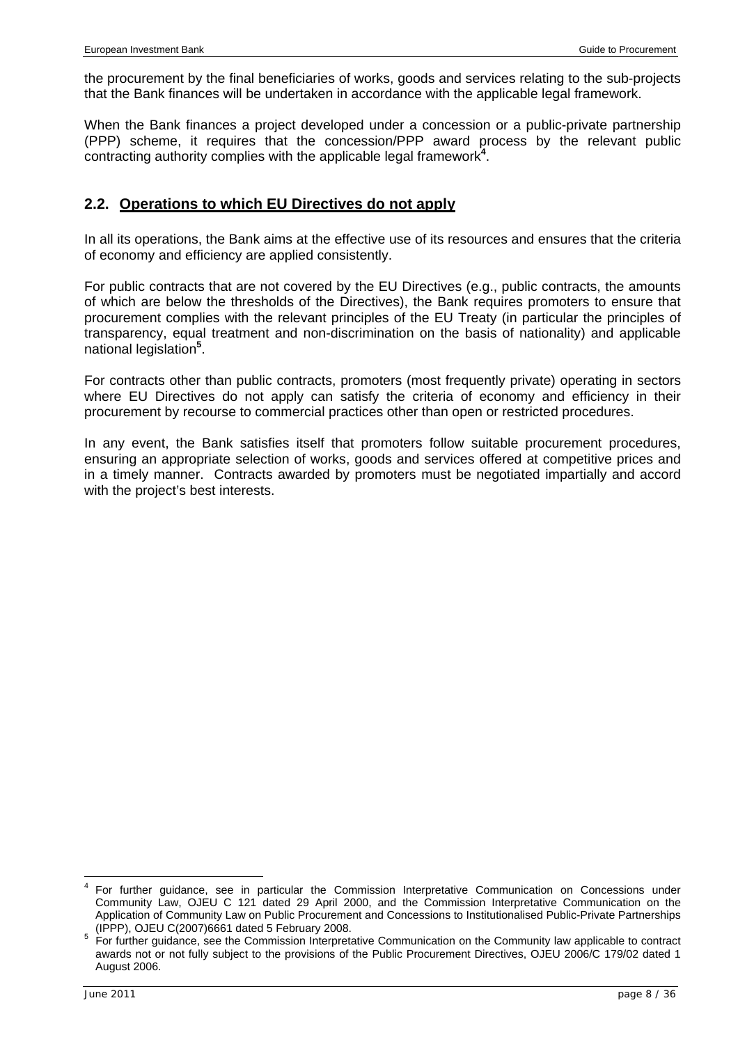the procurement by the final beneficiaries of works, goods and services relating to the sub-projects that the Bank finances will be undertaken in accordance with the applicable legal framework.

When the Bank finances a project developed under a concession or a public-private partnership (PPP) scheme, it requires that the concession/PPP award process by the relevant public contracting authority complies with the applicable legal framework[4].

## 2.2. Operations to which EU Directives do not apply

In all its operations, the Bank aims at the effective use of its resources and ensures that the criteria of economy and efficiency are applied consistently.

For public contracts that are not covered by the EU Directives (e.g., public contracts, the amounts of which are below the thresholds of the Directives), the Bank requires promoters to ensure that procurement complies with the relevant principles of the EU Treaty (in particular the principles of transparency, equal treatment and non-discrimination on the basis of nationality) and applicable national legislation[5].

For contracts other than public contracts, promoters (most frequently private) operating in sectors where EU Directives do not apply can satisfy the criteria of economy and efficiency in their procurement by recourse to commercial practices other than open or restricted procedures.

In any event, the Bank satisfies itself that promoters follow suitable procurement procedures, ensuring an appropriate selection of works, goods and services offered at competitive prices and in a timely manner. Contracts awarded by promoters must be negotiated impartially and accord with the project's best interests.

---

[4] For further guidance, see in particular the Commission Interpretative Communication on Concessions under Community Law, OJEU C 121 dated 29 April 2000, and the Commission Interpretative Communication on the Application of Community Law on Public Procurement and Concessions to Institutionalised Public-Private Partnerships (IPPP), OJEU C(2007)6661 dated 5 February 2008.

[5] For further guidance, see the Commission Interpretative Communication on the Community law applicable to contract awards not or not fully subject to the provisions of the Public Procurement Directives, OJEU 2006/C 179/02 dated 1 August 2006.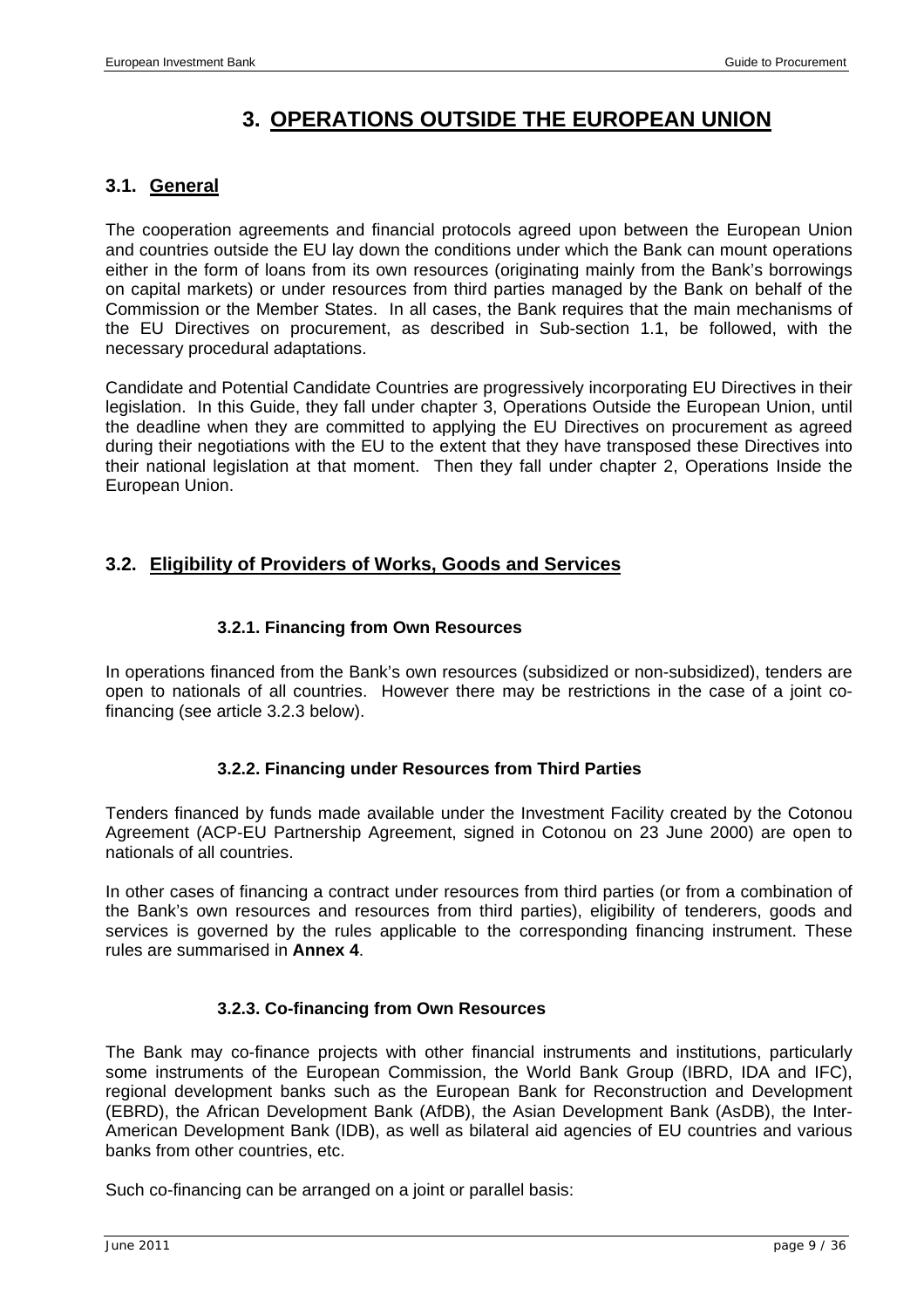# 3. OPERATIONS OUTSIDE THE EUROPEAN UNION

## 3.1. General

The cooperation agreements and financial protocols agreed upon between the European Union and countries outside the EU lay down the conditions under which the Bank can mount operations either in the form of loans from its own resources (originating mainly from the Bank's borrowings on capital markets) or under resources from third parties managed by the Bank on behalf of the Commission or the Member States. In all cases, the Bank requires that the main mechanisms of the EU Directives on procurement, as described in Sub-section 1.1, be followed, with the necessary procedural adaptations.

Candidate and Potential Candidate Countries are progressively incorporating EU Directives in their legislation. In this Guide, they fall under chapter 3, Operations Outside the European Union, until the deadline when they are committed to applying the EU Directives on procurement as agreed during their negotiations with the EU to the extent that they have transposed these Directives into their national legislation at that moment. Then they fall under chapter 2, Operations Inside the European Union.

## 3.2. Eligibility of Providers of Works, Goods and Services

### 3.2.1. Financing from Own Resources

In operations financed from the Bank's own resources (subsidized or non-subsidized), tenders are open to nationals of all countries. However there may be restrictions in the case of a joint co-financing (see article 3.2.3 below).

### 3.2.2. Financing under Resources from Third Parties

Tenders financed by funds made available under the Investment Facility created by the Cotonou Agreement (ACP-EU Partnership Agreement, signed in Cotonou on 23 June 2000) are open to nationals of all countries.

In other cases of financing a contract under resources from third parties (or from a combination of the Bank's own resources and resources from third parties), eligibility of tenderers, goods and services is governed by the rules applicable to the corresponding financing instrument. These rules are summarised in **Annex 4**.

### 3.2.3. Co-financing from Own Resources

The Bank may co-finance projects with other financial instruments and institutions, particularly some instruments of the European Commission, the World Bank Group (IBRD, IDA and IFC), regional development banks such as the European Bank for Reconstruction and Development (EBRD), the African Development Bank (AfDB), the Asian Development Bank (AsDB), the Inter-American Development Bank (IDB), as well as bilateral aid agencies of EU countries and various banks from other countries, etc.

Such co-financing can be arranged on a joint or parallel basis: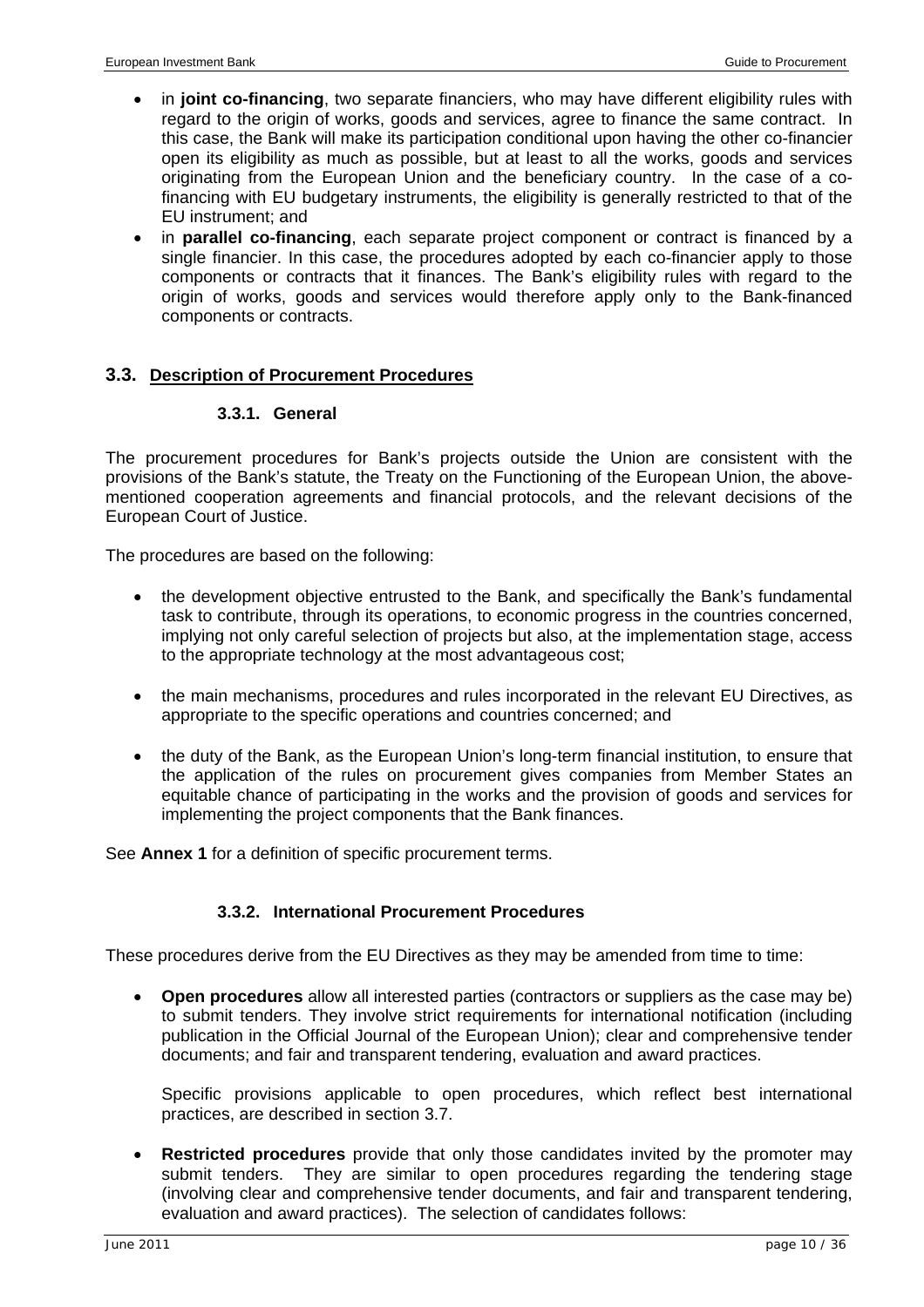- in **joint co-financing**, two separate financiers, who may have different eligibility rules with regard to the origin of works, goods and services, agree to finance the same contract. In this case, the Bank will make its participation conditional upon having the other co-financier open its eligibility as much as possible, but at least to all the works, goods and services originating from the European Union and the beneficiary country. In the case of a co-financing with EU budgetary instruments, the eligibility is generally restricted to that of the EU instrument; and
- in **parallel co-financing**, each separate project component or contract is financed by a single financier. In this case, the procedures adopted by each co-financier apply to those components or contracts that it finances. The Bank's eligibility rules with regard to the origin of works, goods and services would therefore apply only to the Bank-financed components or contracts.

## 3.3. Description of Procurement Procedures

### 3.3.1. General

The procurement procedures for Bank's projects outside the Union are consistent with the provisions of the Bank's statute, the Treaty on the Functioning of the European Union, the above-mentioned cooperation agreements and financial protocols, and the relevant decisions of the European Court of Justice.

The procedures are based on the following:

- the development objective entrusted to the Bank, and specifically the Bank's fundamental task to contribute, through its operations, to economic progress in the countries concerned, implying not only careful selection of projects but also, at the implementation stage, access to the appropriate technology at the most advantageous cost;
- the main mechanisms, procedures and rules incorporated in the relevant EU Directives, as appropriate to the specific operations and countries concerned; and
- the duty of the Bank, as the European Union's long-term financial institution, to ensure that the application of the rules on procurement gives companies from Member States an equitable chance of participating in the works and the provision of goods and services for implementing the project components that the Bank finances.

See **Annex 1** for a definition of specific procurement terms.

### 3.3.2. International Procurement Procedures

These procedures derive from the EU Directives as they may be amended from time to time:

- **Open procedures** allow all interested parties (contractors or suppliers as the case may be) to submit tenders. They involve strict requirements for international notification (including publication in the Official Journal of the European Union); clear and comprehensive tender documents; and fair and transparent tendering, evaluation and award practices.

  Specific provisions applicable to open procedures, which reflect best international practices, are described in section 3.7.

- **Restricted procedures** provide that only those candidates invited by the promoter may submit tenders. They are similar to open procedures regarding the tendering stage (involving clear and comprehensive tender documents, and fair and transparent tendering, evaluation and award practices). The selection of candidates follows: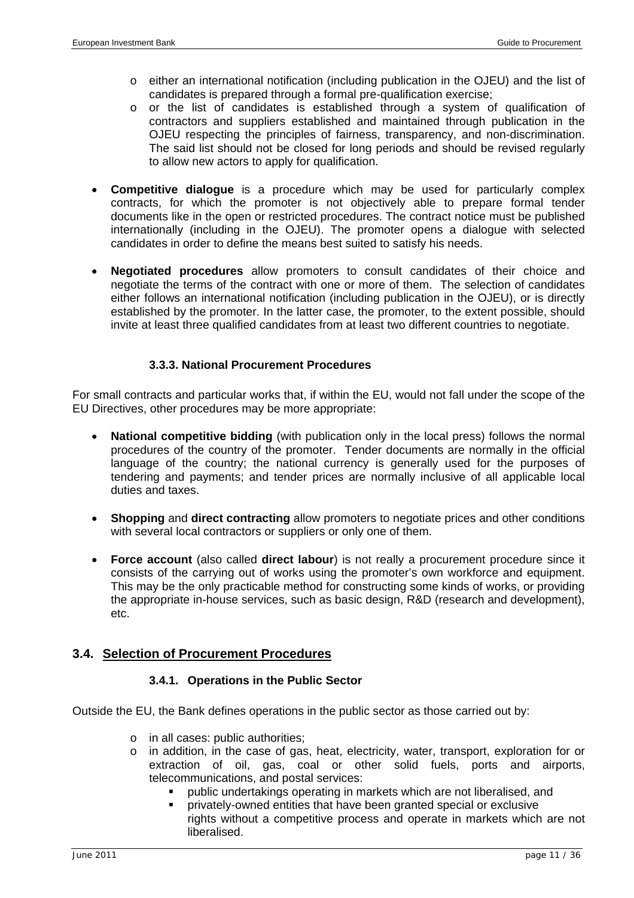- either an international notification (including publication in the OJEU) and the list of candidates is prepared through a formal pre-qualification exercise;
- or the list of candidates is established through a system of qualification of contractors and suppliers established and maintained through publication in the OJEU respecting the principles of fairness, transparency, and non-discrimination. The said list should not be closed for long periods and should be revised regularly to allow new actors to apply for qualification.

- **Competitive dialogue** is a procedure which may be used for particularly complex contracts, for which the promoter is not objectively able to prepare formal tender documents like in the open or restricted procedures. The contract notice must be published internationally (including in the OJEU). The promoter opens a dialogue with selected candidates in order to define the means best suited to satisfy his needs.

- **Negotiated procedures** allow promoters to consult candidates of their choice and negotiate the terms of the contract with one or more of them. The selection of candidates either follows an international notification (including publication in the OJEU), or is directly established by the promoter. In the latter case, the promoter, to the extent possible, should invite at least three qualified candidates from at least two different countries to negotiate.

### 3.3.3. National Procurement Procedures

For small contracts and particular works that, if within the EU, would not fall under the scope of the EU Directives, other procedures may be more appropriate:

- **National competitive bidding** (with publication only in the local press) follows the normal procedures of the country of the promoter. Tender documents are normally in the official language of the country; the national currency is generally used for the purposes of tendering and payments; and tender prices are normally inclusive of all applicable local duties and taxes.

- **Shopping** and **direct contracting** allow promoters to negotiate prices and other conditions with several local contractors or suppliers or only one of them.

- **Force account** (also called **direct labour**) is not really a procurement procedure since it consists of the carrying out of works using the promoter's own workforce and equipment. This may be the only practicable method for constructing some kinds of works, or providing the appropriate in-house services, such as basic design, R&D (research and development), etc.

## 3.4. Selection of Procurement Procedures

### 3.4.1. Operations in the Public Sector

Outside the EU, the Bank defines operations in the public sector as those carried out by:

- in all cases: public authorities;
- in addition, in the case of gas, heat, electricity, water, transport, exploration for or extraction of oil, gas, coal or other solid fuels, ports and airports, telecommunications, and postal services:
  - public undertakings operating in markets which are not liberalised, and
  - privately-owned entities that have been granted special or exclusive rights without a competitive process and operate in markets which are not liberalised.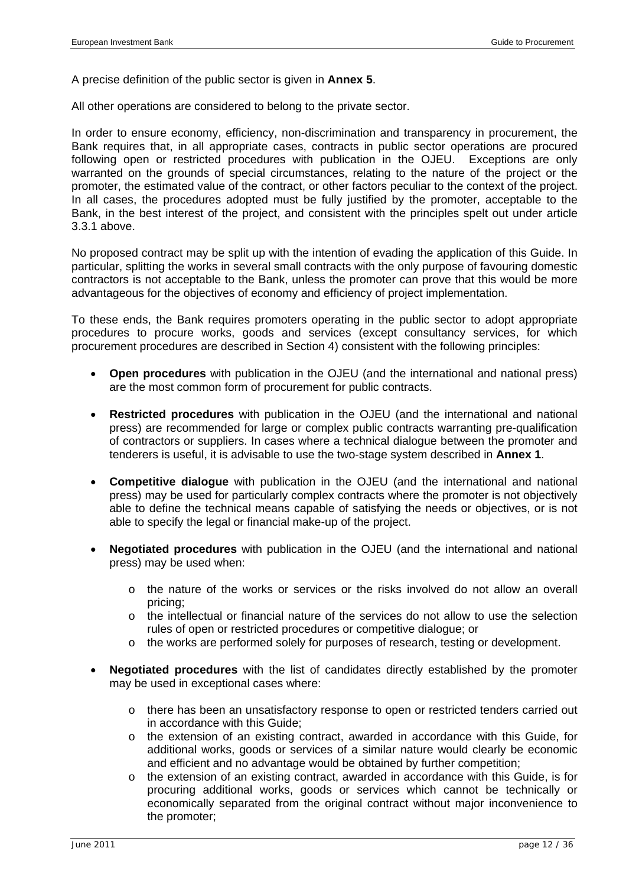A precise definition of the public sector is given in **Annex 5**.

All other operations are considered to belong to the private sector.

In order to ensure economy, efficiency, non-discrimination and transparency in procurement, the Bank requires that, in all appropriate cases, contracts in public sector operations are procured following open or restricted procedures with publication in the OJEU. Exceptions are only warranted on the grounds of special circumstances, relating to the nature of the project or the promoter, the estimated value of the contract, or other factors peculiar to the context of the project. In all cases, the procedures adopted must be fully justified by the promoter, acceptable to the Bank, in the best interest of the project, and consistent with the principles spelt out under article 3.3.1 above.

No proposed contract may be split up with the intention of evading the application of this Guide. In particular, splitting the works in several small contracts with the only purpose of favouring domestic contractors is not acceptable to the Bank, unless the promoter can prove that this would be more advantageous for the objectives of economy and efficiency of project implementation.

To these ends, the Bank requires promoters operating in the public sector to adopt appropriate procedures to procure works, goods and services (except consultancy services, for which procurement procedures are described in Section 4) consistent with the following principles:

- **Open procedures** with publication in the OJEU (and the international and national press) are the most common form of procurement for public contracts.

- **Restricted procedures** with publication in the OJEU (and the international and national press) are recommended for large or complex public contracts warranting pre-qualification of contractors or suppliers. In cases where a technical dialogue between the promoter and tenderers is useful, it is advisable to use the two-stage system described in **Annex 1**.

- **Competitive dialogue** with publication in the OJEU (and the international and national press) may be used for particularly complex contracts where the promoter is not objectively able to define the technical means capable of satisfying the needs or objectives, or is not able to specify the legal or financial make-up of the project.

- **Negotiated procedures** with publication in the OJEU (and the international and national press) may be used when:
    - the nature of the works or services or the risks involved do not allow an overall pricing;
    - the intellectual or financial nature of the services do not allow to use the selection rules of open or restricted procedures or competitive dialogue; or
    - the works are performed solely for purposes of research, testing or development.

- **Negotiated procedures** with the list of candidates directly established by the promoter may be used in exceptional cases where:
    - there has been an unsatisfactory response to open or restricted tenders carried out in accordance with this Guide;
    - the extension of an existing contract, awarded in accordance with this Guide, for additional works, goods or services of a similar nature would clearly be economic and efficient and no advantage would be obtained by further competition;
    - the extension of an existing contract, awarded in accordance with this Guide, is for procuring additional works, goods or services which cannot be technically or economically separated from the original contract without major inconvenience to the promoter;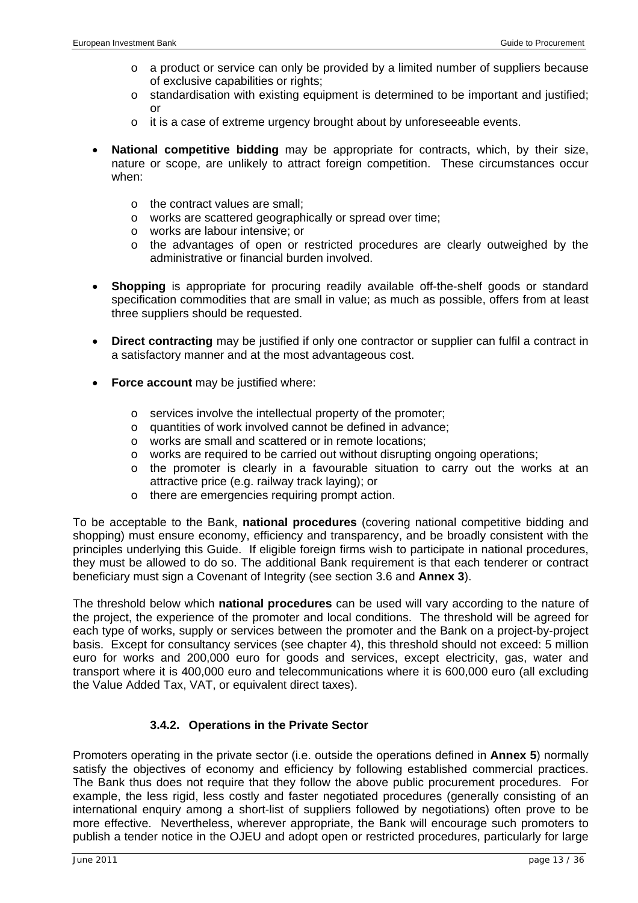- a product or service can only be provided by a limited number of suppliers because of exclusive capabilities or rights;
  - standardisation with existing equipment is determined to be important and justified; or
  - it is a case of extreme urgency brought about by unforeseeable events.

- **National competitive bidding** may be appropriate for contracts, which, by their size, nature or scope, are unlikely to attract foreign competition. These circumstances occur when:

  - the contract values are small;
  - works are scattered geographically or spread over time;
  - works are labour intensive; or
  - the advantages of open or restricted procedures are clearly outweighed by the administrative or financial burden involved.

- **Shopping** is appropriate for procuring readily available off-the-shelf goods or standard specification commodities that are small in value; as much as possible, offers from at least three suppliers should be requested.

- **Direct contracting** may be justified if only one contractor or supplier can fulfil a contract in a satisfactory manner and at the most advantageous cost.

- **Force account** may be justified where:

  - services involve the intellectual property of the promoter;
  - quantities of work involved cannot be defined in advance;
  - works are small and scattered or in remote locations;
  - works are required to be carried out without disrupting ongoing operations;
  - the promoter is clearly in a favourable situation to carry out the works at an attractive price (e.g. railway track laying); or
  - there are emergencies requiring prompt action.

To be acceptable to the Bank, **national procedures** (covering national competitive bidding and shopping) must ensure economy, efficiency and transparency, and be broadly consistent with the principles underlying this Guide. If eligible foreign firms wish to participate in national procedures, they must be allowed to do so. The additional Bank requirement is that each tenderer or contract beneficiary must sign a Covenant of Integrity (see section 3.6 and **Annex 3**).

The threshold below which **national procedures** can be used will vary according to the nature of the project, the experience of the promoter and local conditions. The threshold will be agreed for each type of works, supply or services between the promoter and the Bank on a project-by-project basis. Except for consultancy services (see chapter 4), this threshold should not exceed: 5 million euro for works and 200,000 euro for goods and services, except electricity, gas, water and transport where it is 400,000 euro and telecommunications where it is 600,000 euro (all excluding the Value Added Tax, VAT, or equivalent direct taxes).

### 3.4.2. Operations in the Private Sector

Promoters operating in the private sector (i.e. outside the operations defined in **Annex 5**) normally satisfy the objectives of economy and efficiency by following established commercial practices. The Bank thus does not require that they follow the above public procurement procedures. For example, the less rigid, less costly and faster negotiated procedures (generally consisting of an international enquiry among a short-list of suppliers followed by negotiations) often prove to be more effective. Nevertheless, wherever appropriate, the Bank will encourage such promoters to publish a tender notice in the OJEU and adopt open or restricted procedures, particularly for large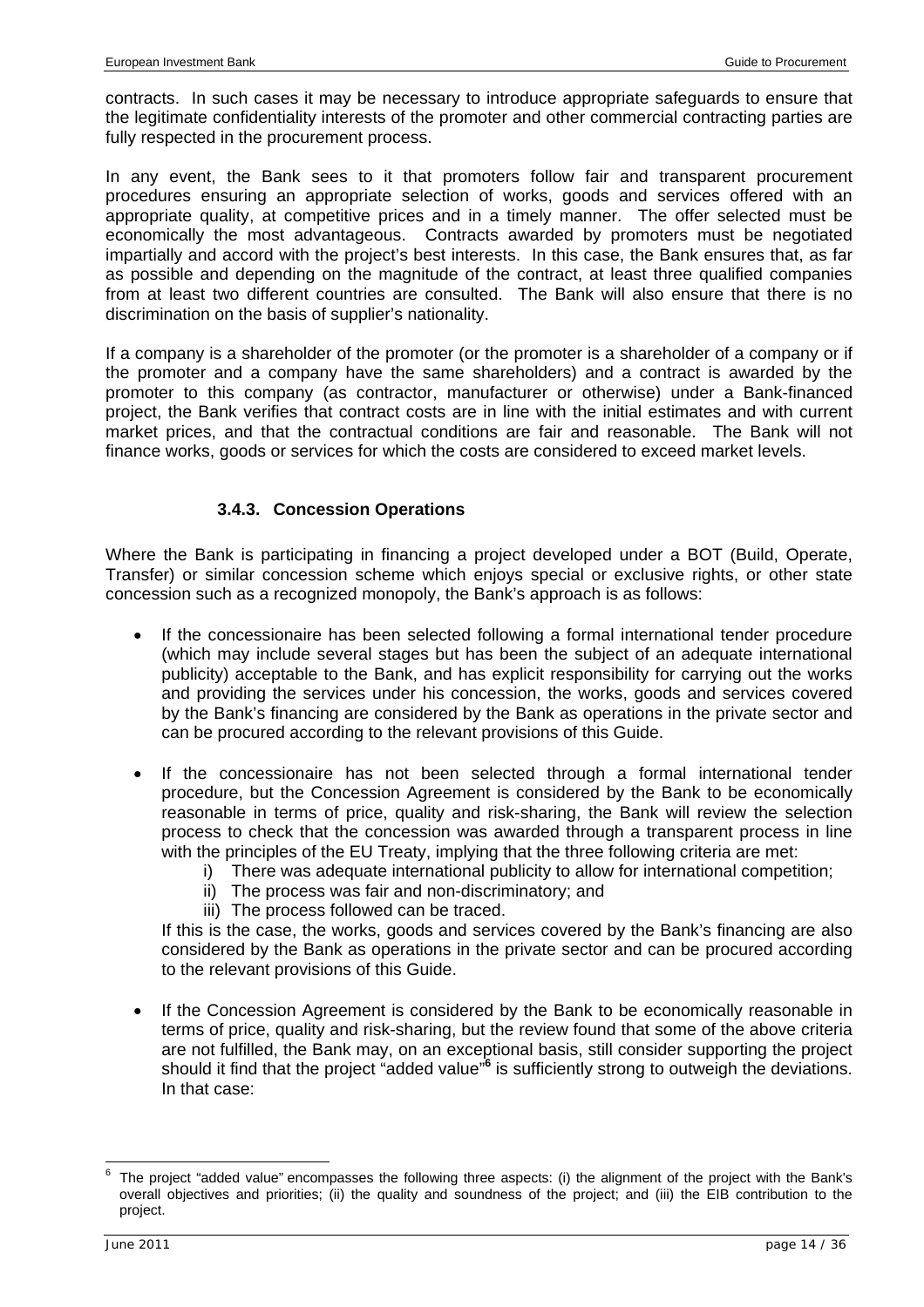contracts. In such cases it may be necessary to introduce appropriate safeguards to ensure that the legitimate confidentiality interests of the promoter and other commercial contracting parties are fully respected in the procurement process.

In any event, the Bank sees to it that promoters follow fair and transparent procurement procedures ensuring an appropriate selection of works, goods and services offered with an appropriate quality, at competitive prices and in a timely manner. The offer selected must be economically the most advantageous. Contracts awarded by promoters must be negotiated impartially and accord with the project's best interests. In this case, the Bank ensures that, as far as possible and depending on the magnitude of the contract, at least three qualified companies from at least two different countries are consulted. The Bank will also ensure that there is no discrimination on the basis of supplier's nationality.

If a company is a shareholder of the promoter (or the promoter is a shareholder of a company or if the promoter and a company have the same shareholders) and a contract is awarded by the promoter to this company (as contractor, manufacturer or otherwise) under a Bank-financed project, the Bank verifies that contract costs are in line with the initial estimates and with current market prices, and that the contractual conditions are fair and reasonable. The Bank will not finance works, goods or services for which the costs are considered to exceed market levels.

#### 3.4.3. Concession Operations

Where the Bank is participating in financing a project developed under a BOT (Build, Operate, Transfer) or similar concession scheme which enjoys special or exclusive rights, or other state concession such as a recognized monopoly, the Bank's approach is as follows:

- If the concessionaire has been selected following a formal international tender procedure (which may include several stages but has been the subject of an adequate international publicity) acceptable to the Bank, and has explicit responsibility for carrying out the works and providing the services under his concession, the works, goods and services covered by the Bank's financing are considered by the Bank as operations in the private sector and can be procured according to the relevant provisions of this Guide.

- If the concessionaire has not been selected through a formal international tender procedure, but the Concession Agreement is considered by the Bank to be economically reasonable in terms of price, quality and risk-sharing, the Bank will review the selection process to check that the concession was awarded through a transparent process in line with the principles of the EU Treaty, implying that the three following criteria are met:
  i) There was adequate international publicity to allow for international competition;
  ii) The process was fair and non-discriminatory; and
  iii) The process followed can be traced.

  If this is the case, the works, goods and services covered by the Bank's financing are also considered by the Bank as operations in the private sector and can be procured according to the relevant provisions of this Guide.

- If the Concession Agreement is considered by the Bank to be economically reasonable in terms of price, quality and risk-sharing, but the review found that some of the above criteria are not fulfilled, the Bank may, on an exceptional basis, still consider supporting the project should it find that the project "added value"[6] is sufficiently strong to outweigh the deviations. In that case:

[6] The project "added value" encompasses the following three aspects: (i) the alignment of the project with the Bank's overall objectives and priorities; (ii) the quality and soundness of the project; and (iii) the EIB contribution to the project.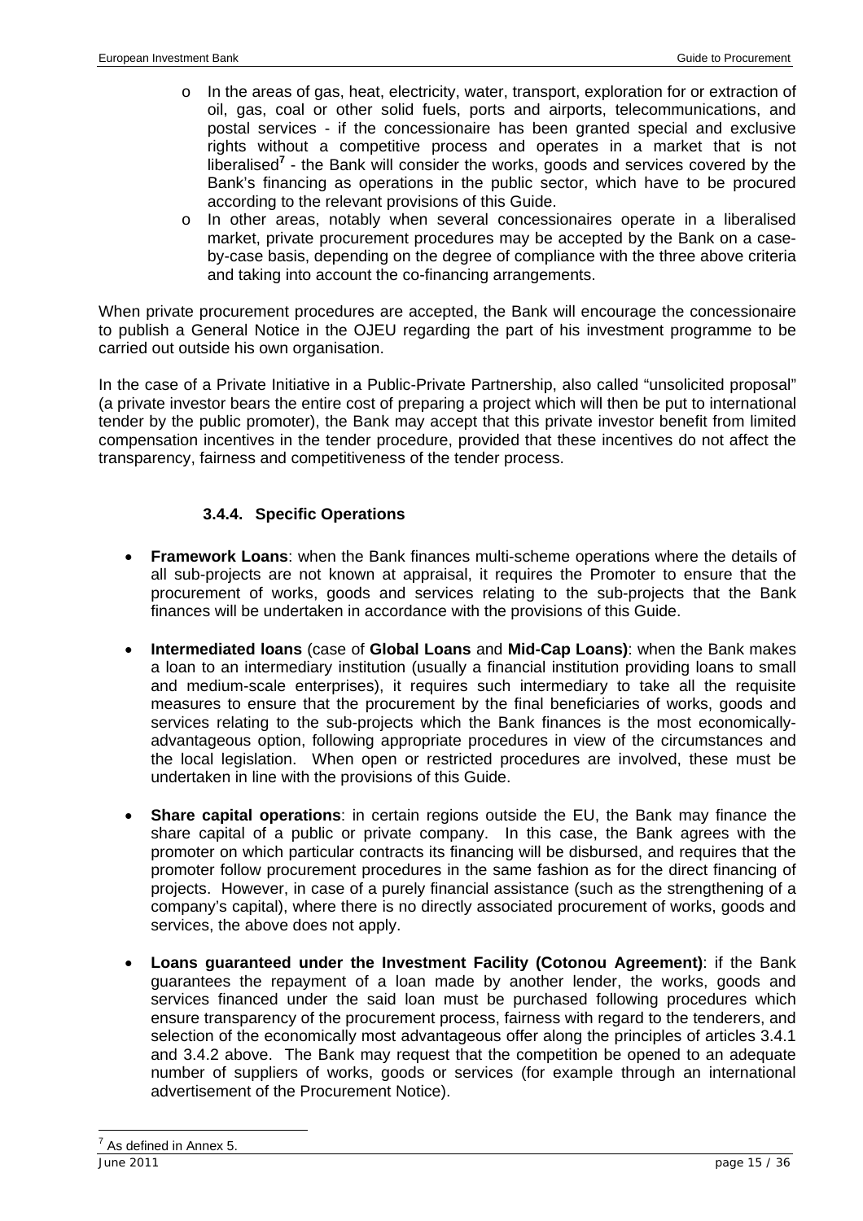- In the areas of gas, heat, electricity, water, transport, exploration for or extraction of oil, gas, coal or other solid fuels, ports and airports, telecommunications, and postal services - if the concessionaire has been granted special and exclusive rights without a competitive process and operates in a market that is not liberalised[7] - the Bank will consider the works, goods and services covered by the Bank's financing as operations in the public sector, which have to be procured according to the relevant provisions of this Guide.
- In other areas, notably when several concessionaires operate in a liberalised market, private procurement procedures may be accepted by the Bank on a case-by-case basis, depending on the degree of compliance with the three above criteria and taking into account the co-financing arrangements.

When private procurement procedures are accepted, the Bank will encourage the concessionaire to publish a General Notice in the OJEU regarding the part of his investment programme to be carried out outside his own organisation.

In the case of a Private Initiative in a Public-Private Partnership, also called "unsolicited proposal" (a private investor bears the entire cost of preparing a project which will then be put to international tender by the public promoter), the Bank may accept that this private investor benefit from limited compensation incentives in the tender procedure, provided that these incentives do not affect the transparency, fairness and competitiveness of the tender process.

#### 3.4.4. Specific Operations

- **Framework Loans**: when the Bank finances multi-scheme operations where the details of all sub-projects are not known at appraisal, it requires the Promoter to ensure that the procurement of works, goods and services relating to the sub-projects that the Bank finances will be undertaken in accordance with the provisions of this Guide.

- **Intermediated loans** (case of **Global Loans** and **Mid-Cap Loans)**: when the Bank makes a loan to an intermediary institution (usually a financial institution providing loans to small and medium-scale enterprises), it requires such intermediary to take all the requisite measures to ensure that the procurement by the final beneficiaries of works, goods and services relating to the sub-projects which the Bank finances is the most economically-advantageous option, following appropriate procedures in view of the circumstances and the local legislation. When open or restricted procedures are involved, these must be undertaken in line with the provisions of this Guide.

- **Share capital operations**: in certain regions outside the EU, the Bank may finance the share capital of a public or private company. In this case, the Bank agrees with the promoter on which particular contracts its financing will be disbursed, and requires that the promoter follow procurement procedures in the same fashion as for the direct financing of projects. However, in case of a purely financial assistance (such as the strengthening of a company's capital), where there is no directly associated procurement of works, goods and services, the above does not apply.

- **Loans guaranteed under the Investment Facility (Cotonou Agreement)**: if the Bank guarantees the repayment of a loan made by another lender, the works, goods and services financed under the said loan must be purchased following procedures which ensure transparency of the procurement process, fairness with regard to the tenderers, and selection of the economically most advantageous offer along the principles of articles 3.4.1 and 3.4.2 above. The Bank may request that the competition be opened to an adequate number of suppliers of works, goods or services (for example through an international advertisement of the Procurement Notice).

[7] As defined in Annex 5.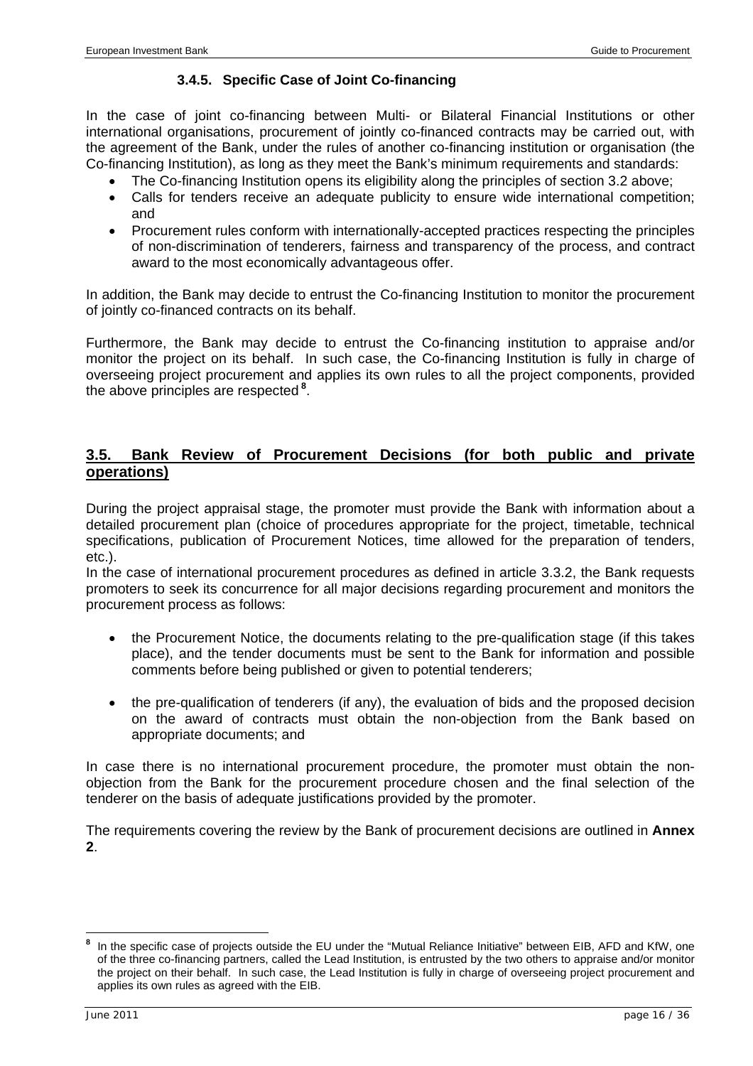### 3.4.5. Specific Case of Joint Co-financing

In the case of joint co-financing between Multi- or Bilateral Financial Institutions or other international organisations, procurement of jointly co-financed contracts may be carried out, with the agreement of the Bank, under the rules of another co-financing institution or organisation (the Co-financing Institution), as long as they meet the Bank's minimum requirements and standards:

- The Co-financing Institution opens its eligibility along the principles of section 3.2 above;
- Calls for tenders receive an adequate publicity to ensure wide international competition; and
- Procurement rules conform with internationally-accepted practices respecting the principles of non-discrimination of tenderers, fairness and transparency of the process, and contract award to the most economically advantageous offer.

In addition, the Bank may decide to entrust the Co-financing Institution to monitor the procurement of jointly co-financed contracts on its behalf.

Furthermore, the Bank may decide to entrust the Co-financing institution to appraise and/or monitor the project on its behalf. In such case, the Co-financing Institution is fully in charge of overseeing project procurement and applies its own rules to all the project components, provided the above principles are respected[8].

## 3.5. Bank Review of Procurement Decisions (for both public and private operations)

During the project appraisal stage, the promoter must provide the Bank with information about a detailed procurement plan (choice of procedures appropriate for the project, timetable, technical specifications, publication of Procurement Notices, time allowed for the preparation of tenders, etc.).

In the case of international procurement procedures as defined in article 3.3.2, the Bank requests promoters to seek its concurrence for all major decisions regarding procurement and monitors the procurement process as follows:

- the Procurement Notice, the documents relating to the pre-qualification stage (if this takes place), and the tender documents must be sent to the Bank for information and possible comments before being published or given to potential tenderers;
- the pre-qualification of tenderers (if any), the evaluation of bids and the proposed decision on the award of contracts must obtain the non-objection from the Bank based on appropriate documents; and

In case there is no international procurement procedure, the promoter must obtain the non-objection from the Bank for the procurement procedure chosen and the final selection of the tenderer on the basis of adequate justifications provided by the promoter.

The requirements covering the review by the Bank of procurement decisions are outlined in **Annex 2**.

---

[8] In the specific case of projects outside the EU under the "Mutual Reliance Initiative" between EIB, AFD and KfW, one of the three co-financing partners, called the Lead Institution, is entrusted by the two others to appraise and/or monitor the project on their behalf. In such case, the Lead Institution is fully in charge of overseeing project procurement and applies its own rules as agreed with the EIB.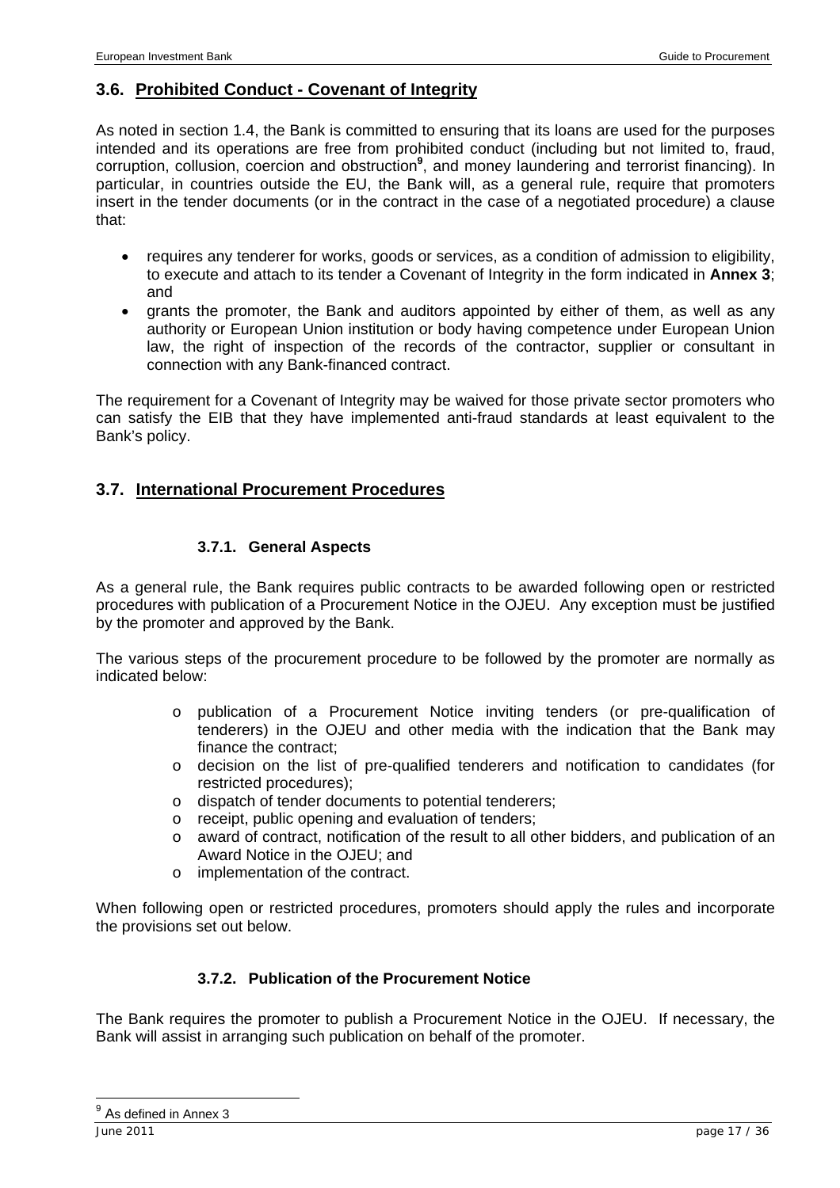## 3.6. Prohibited Conduct - Covenant of Integrity

As noted in section 1.4, the Bank is committed to ensuring that its loans are used for the purposes intended and its operations are free from prohibited conduct (including but not limited to, fraud, corruption, collusion, coercion and obstruction[9], and money laundering and terrorist financing). In particular, in countries outside the EU, the Bank will, as a general rule, require that promoters insert in the tender documents (or in the contract in the case of a negotiated procedure) a clause that:

- requires any tenderer for works, goods or services, as a condition of admission to eligibility, to execute and attach to its tender a Covenant of Integrity in the form indicated in **Annex 3**; and
- grants the promoter, the Bank and auditors appointed by either of them, as well as any authority or European Union institution or body having competence under European Union law, the right of inspection of the records of the contractor, supplier or consultant in connection with any Bank-financed contract.

The requirement for a Covenant of Integrity may be waived for those private sector promoters who can satisfy the EIB that they have implemented anti-fraud standards at least equivalent to the Bank's policy.

## 3.7. International Procurement Procedures

### 3.7.1. General Aspects

As a general rule, the Bank requires public contracts to be awarded following open or restricted procedures with publication of a Procurement Notice in the OJEU. Any exception must be justified by the promoter and approved by the Bank.

The various steps of the procurement procedure to be followed by the promoter are normally as indicated below:

- publication of a Procurement Notice inviting tenders (or pre-qualification of tenderers) in the OJEU and other media with the indication that the Bank may finance the contract;
- decision on the list of pre-qualified tenderers and notification to candidates (for restricted procedures);
- dispatch of tender documents to potential tenderers;
- receipt, public opening and evaluation of tenders;
- award of contract, notification of the result to all other bidders, and publication of an Award Notice in the OJEU; and
- implementation of the contract.

When following open or restricted procedures, promoters should apply the rules and incorporate the provisions set out below.

### 3.7.2. Publication of the Procurement Notice

The Bank requires the promoter to publish a Procurement Notice in the OJEU. If necessary, the Bank will assist in arranging such publication on behalf of the promoter.

---

[9] As defined in Annex 3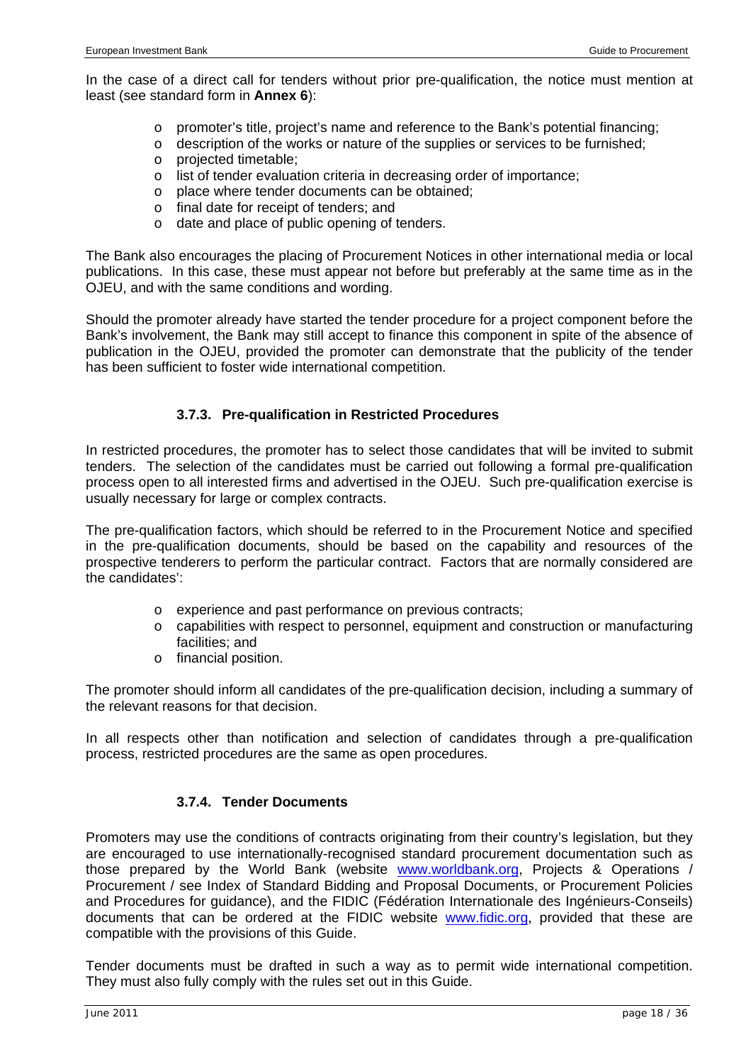In the case of a direct call for tenders without prior pre-qualification, the notice must mention at least (see standard form in **Annex 6**):

- promoter's title, project's name and reference to the Bank's potential financing;
- description of the works or nature of the supplies or services to be furnished;
- projected timetable;
- list of tender evaluation criteria in decreasing order of importance;
- place where tender documents can be obtained;
- final date for receipt of tenders; and
- date and place of public opening of tenders.

The Bank also encourages the placing of Procurement Notices in other international media or local publications. In this case, these must appear not before but preferably at the same time as in the OJEU, and with the same conditions and wording.

Should the promoter already have started the tender procedure for a project component before the Bank's involvement, the Bank may still accept to finance this component in spite of the absence of publication in the OJEU, provided the promoter can demonstrate that the publicity of the tender has been sufficient to foster wide international competition.

### 3.7.3. Pre-qualification in Restricted Procedures

In restricted procedures, the promoter has to select those candidates that will be invited to submit tenders. The selection of the candidates must be carried out following a formal pre-qualification process open to all interested firms and advertised in the OJEU. Such pre-qualification exercise is usually necessary for large or complex contracts.

The pre-qualification factors, which should be referred to in the Procurement Notice and specified in the pre-qualification documents, should be based on the capability and resources of the prospective tenderers to perform the particular contract. Factors that are normally considered are the candidates':

- experience and past performance on previous contracts;
- capabilities with respect to personnel, equipment and construction or manufacturing facilities; and
- financial position.

The promoter should inform all candidates of the pre-qualification decision, including a summary of the relevant reasons for that decision.

In all respects other than notification and selection of candidates through a pre-qualification process, restricted procedures are the same as open procedures.

### 3.7.4. Tender Documents

Promoters may use the conditions of contracts originating from their country's legislation, but they are encouraged to use internationally-recognised standard procurement documentation such as those prepared by the World Bank (website www.worldbank.org, Projects & Operations / Procurement / see Index of Standard Bidding and Proposal Documents, or Procurement Policies and Procedures for guidance), and the FIDIC (Fédération Internationale des Ingénieurs-Conseils) documents that can be ordered at the FIDIC website www.fidic.org, provided that these are compatible with the provisions of this Guide.

Tender documents must be drafted in such a way as to permit wide international competition. They must also fully comply with the rules set out in this Guide.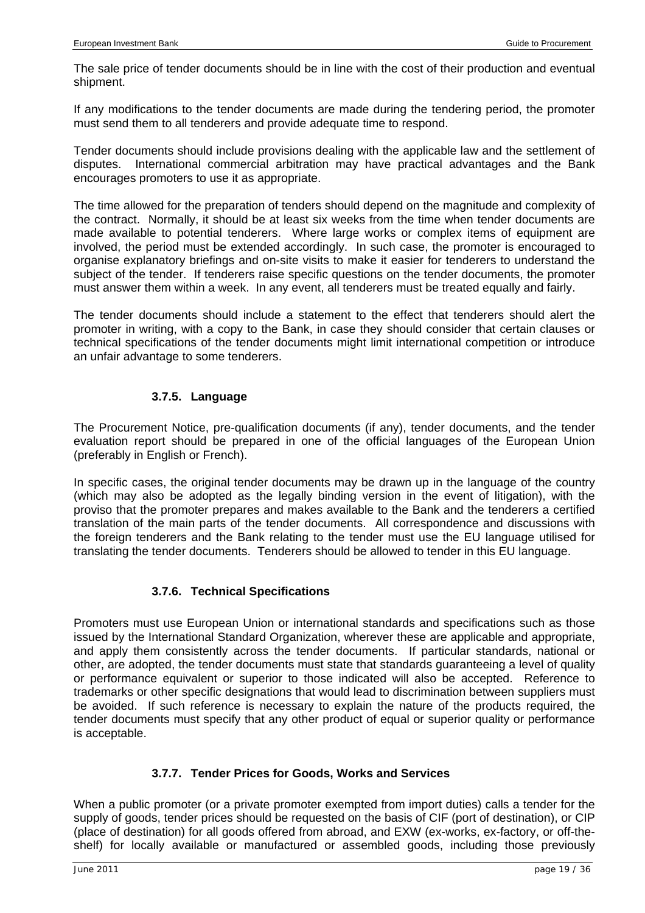The sale price of tender documents should be in line with the cost of their production and eventual shipment.

If any modifications to the tender documents are made during the tendering period, the promoter must send them to all tenderers and provide adequate time to respond.

Tender documents should include provisions dealing with the applicable law and the settlement of disputes. International commercial arbitration may have practical advantages and the Bank encourages promoters to use it as appropriate.

The time allowed for the preparation of tenders should depend on the magnitude and complexity of the contract. Normally, it should be at least six weeks from the time when tender documents are made available to potential tenderers. Where large works or complex items of equipment are involved, the period must be extended accordingly. In such case, the promoter is encouraged to organise explanatory briefings and on-site visits to make it easier for tenderers to understand the subject of the tender. If tenderers raise specific questions on the tender documents, the promoter must answer them within a week. In any event, all tenderers must be treated equally and fairly.

The tender documents should include a statement to the effect that tenderers should alert the promoter in writing, with a copy to the Bank, in case they should consider that certain clauses or technical specifications of the tender documents might limit international competition or introduce an unfair advantage to some tenderers.

#### 3.7.5. Language

The Procurement Notice, pre-qualification documents (if any), tender documents, and the tender evaluation report should be prepared in one of the official languages of the European Union (preferably in English or French).

In specific cases, the original tender documents may be drawn up in the language of the country (which may also be adopted as the legally binding version in the event of litigation), with the proviso that the promoter prepares and makes available to the Bank and the tenderers a certified translation of the main parts of the tender documents. All correspondence and discussions with the foreign tenderers and the Bank relating to the tender must use the EU language utilised for translating the tender documents. Tenderers should be allowed to tender in this EU language.

#### 3.7.6. Technical Specifications

Promoters must use European Union or international standards and specifications such as those issued by the International Standard Organization, wherever these are applicable and appropriate, and apply them consistently across the tender documents. If particular standards, national or other, are adopted, the tender documents must state that standards guaranteeing a level of quality or performance equivalent or superior to those indicated will also be accepted. Reference to trademarks or other specific designations that would lead to discrimination between suppliers must be avoided. If such reference is necessary to explain the nature of the products required, the tender documents must specify that any other product of equal or superior quality or performance is acceptable.

#### 3.7.7. Tender Prices for Goods, Works and Services

When a public promoter (or a private promoter exempted from import duties) calls a tender for the supply of goods, tender prices should be requested on the basis of CIF (port of destination), or CIP (place of destination) for all goods offered from abroad, and EXW (ex-works, ex-factory, or off-the-shelf) for locally available or manufactured or assembled goods, including those previously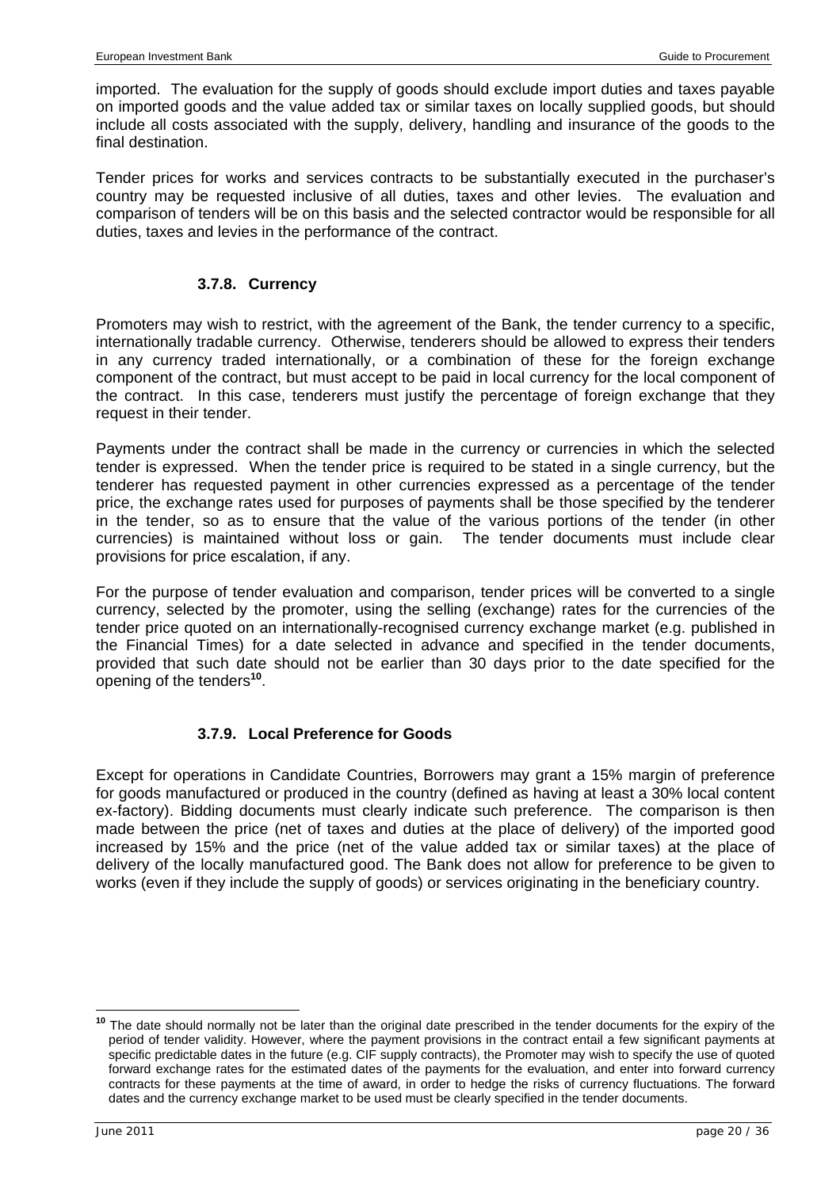imported. The evaluation for the supply of goods should exclude import duties and taxes payable on imported goods and the value added tax or similar taxes on locally supplied goods, but should include all costs associated with the supply, delivery, handling and insurance of the goods to the final destination.

Tender prices for works and services contracts to be substantially executed in the purchaser's country may be requested inclusive of all duties, taxes and other levies. The evaluation and comparison of tenders will be on this basis and the selected contractor would be responsible for all duties, taxes and levies in the performance of the contract.

### 3.7.8. Currency

Promoters may wish to restrict, with the agreement of the Bank, the tender currency to a specific, internationally tradable currency. Otherwise, tenderers should be allowed to express their tenders in any currency traded internationally, or a combination of these for the foreign exchange component of the contract, but must accept to be paid in local currency for the local component of the contract. In this case, tenderers must justify the percentage of foreign exchange that they request in their tender.

Payments under the contract shall be made in the currency or currencies in which the selected tender is expressed. When the tender price is required to be stated in a single currency, but the tenderer has requested payment in other currencies expressed as a percentage of the tender price, the exchange rates used for purposes of payments shall be those specified by the tenderer in the tender, so as to ensure that the value of the various portions of the tender (in other currencies) is maintained without loss or gain. The tender documents must include clear provisions for price escalation, if any.

For the purpose of tender evaluation and comparison, tender prices will be converted to a single currency, selected by the promoter, using the selling (exchange) rates for the currencies of the tender price quoted on an internationally-recognised currency exchange market (e.g. published in the Financial Times) for a date selected in advance and specified in the tender documents, provided that such date should not be earlier than 30 days prior to the date specified for the opening of the tenders[10].

### 3.7.9. Local Preference for Goods

Except for operations in Candidate Countries, Borrowers may grant a 15% margin of preference for goods manufactured or produced in the country (defined as having at least a 30% local content ex-factory). Bidding documents must clearly indicate such preference. The comparison is then made between the price (net of taxes and duties at the place of delivery) of the imported good increased by 15% and the price (net of the value added tax or similar taxes) at the place of delivery of the locally manufactured good. The Bank does not allow for preference to be given to works (even if they include the supply of goods) or services originating in the beneficiary country.

---

[10] The date should normally not be later than the original date prescribed in the tender documents for the expiry of the period of tender validity. However, where the payment provisions in the contract entail a few significant payments at specific predictable dates in the future (e.g. CIF supply contracts), the Promoter may wish to specify the use of quoted forward exchange rates for the estimated dates of the payments for the evaluation, and enter into forward currency contracts for these payments at the time of award, in order to hedge the risks of currency fluctuations. The forward dates and the currency exchange market to be used must be clearly specified in the tender documents.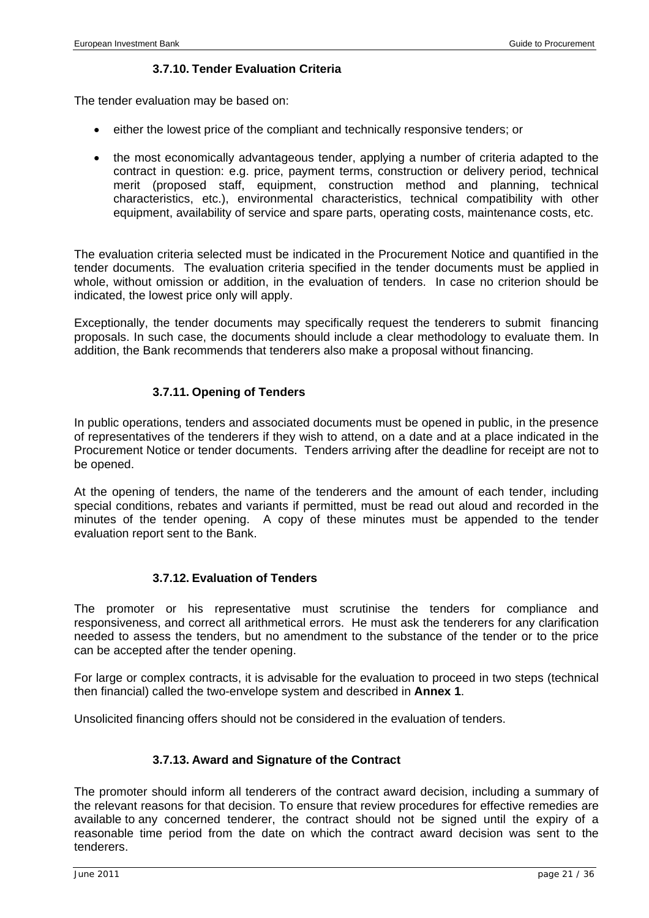### 3.7.10. Tender Evaluation Criteria

The tender evaluation may be based on:

- either the lowest price of the compliant and technically responsive tenders; or
- the most economically advantageous tender, applying a number of criteria adapted to the contract in question: e.g. price, payment terms, construction or delivery period, technical merit (proposed staff, equipment, construction method and planning, technical characteristics, etc.), environmental characteristics, technical compatibility with other equipment, availability of service and spare parts, operating costs, maintenance costs, etc.

The evaluation criteria selected must be indicated in the Procurement Notice and quantified in the tender documents. The evaluation criteria specified in the tender documents must be applied in whole, without omission or addition, in the evaluation of tenders. In case no criterion should be indicated, the lowest price only will apply.

Exceptionally, the tender documents may specifically request the tenderers to submit financing proposals. In such case, the documents should include a clear methodology to evaluate them. In addition, the Bank recommends that tenderers also make a proposal without financing.

### 3.7.11. Opening of Tenders

In public operations, tenders and associated documents must be opened in public, in the presence of representatives of the tenderers if they wish to attend, on a date and at a place indicated in the Procurement Notice or tender documents. Tenders arriving after the deadline for receipt are not to be opened.

At the opening of tenders, the name of the tenderers and the amount of each tender, including special conditions, rebates and variants if permitted, must be read out aloud and recorded in the minutes of the tender opening. A copy of these minutes must be appended to the tender evaluation report sent to the Bank.

### 3.7.12. Evaluation of Tenders

The promoter or his representative must scrutinise the tenders for compliance and responsiveness, and correct all arithmetical errors. He must ask the tenderers for any clarification needed to assess the tenders, but no amendment to the substance of the tender or to the price can be accepted after the tender opening.

For large or complex contracts, it is advisable for the evaluation to proceed in two steps (technical then financial) called the two-envelope system and described in **Annex 1**.

Unsolicited financing offers should not be considered in the evaluation of tenders.

### 3.7.13. Award and Signature of the Contract

The promoter should inform all tenderers of the contract award decision, including a summary of the relevant reasons for that decision. To ensure that review procedures for effective remedies are available to any concerned tenderer, the contract should not be signed until the expiry of a reasonable time period from the date on which the contract award decision was sent to the tenderers.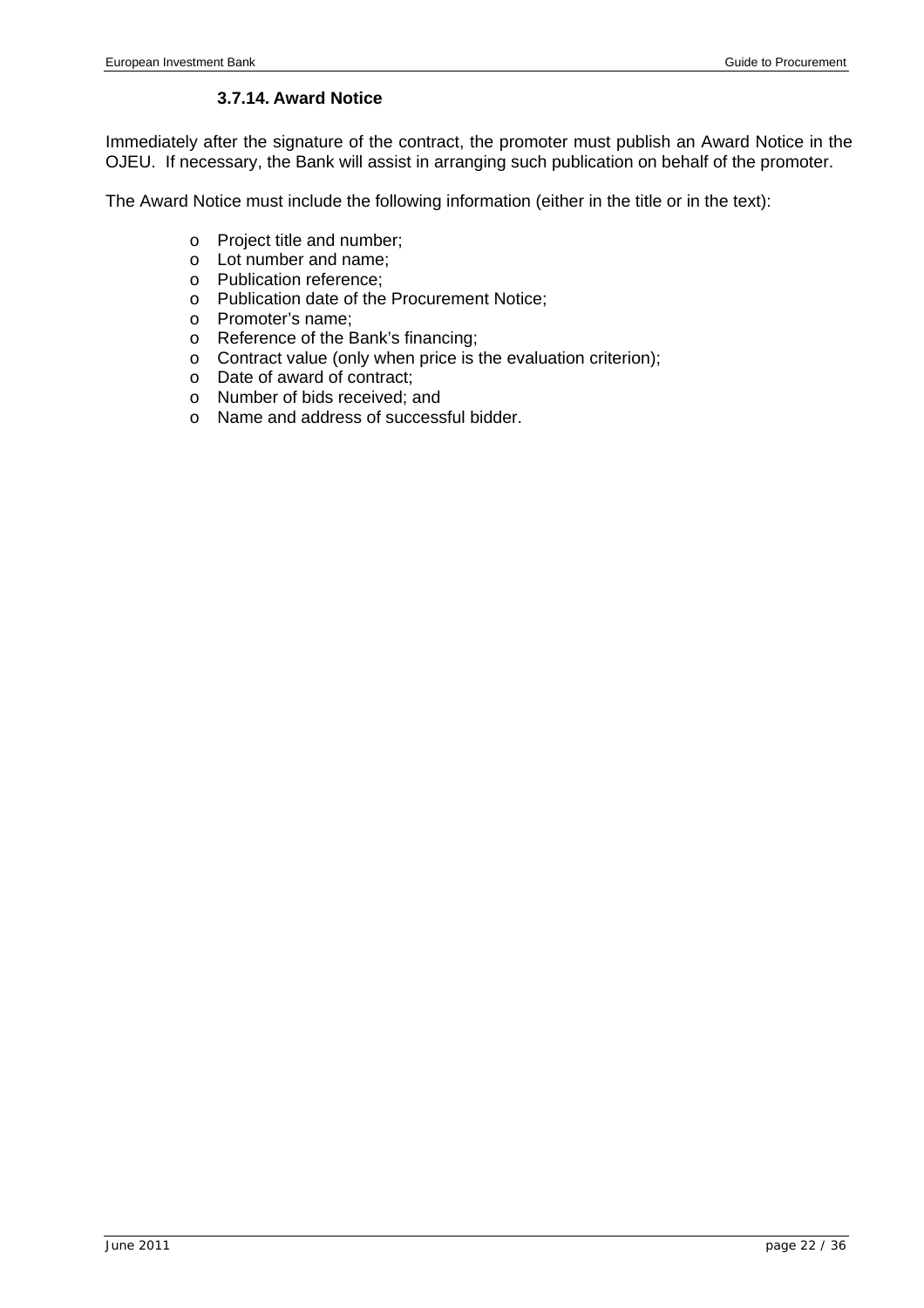#### 3.7.14. Award Notice

Immediately after the signature of the contract, the promoter must publish an Award Notice in the OJEU. If necessary, the Bank will assist in arranging such publication on behalf of the promoter.

The Award Notice must include the following information (either in the title or in the text):

- Project title and number;
- Lot number and name;
- Publication reference;
- Publication date of the Procurement Notice;
- Promoter's name;
- Reference of the Bank's financing;
- Contract value (only when price is the evaluation criterion);
- Date of award of contract;
- Number of bids received; and
- Name and address of successful bidder.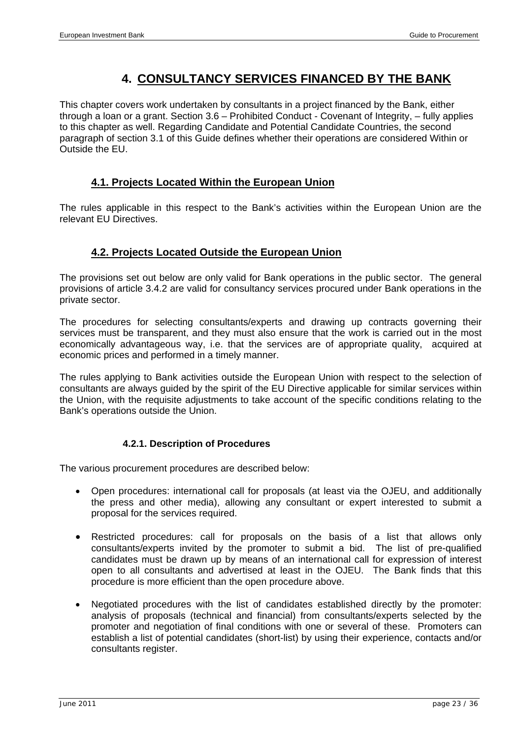# 4. CONSULTANCY SERVICES FINANCED BY THE BANK

This chapter covers work undertaken by consultants in a project financed by the Bank, either through a loan or a grant. Section 3.6 – Prohibited Conduct - Covenant of Integrity, – fully applies to this chapter as well. Regarding Candidate and Potential Candidate Countries, the second paragraph of section 3.1 of this Guide defines whether their operations are considered Within or Outside the EU.

## 4.1. Projects Located Within the European Union

The rules applicable in this respect to the Bank's activities within the European Union are the relevant EU Directives.

## 4.2. Projects Located Outside the European Union

The provisions set out below are only valid for Bank operations in the public sector. The general provisions of article 3.4.2 are valid for consultancy services procured under Bank operations in the private sector.

The procedures for selecting consultants/experts and drawing up contracts governing their services must be transparent, and they must also ensure that the work is carried out in the most economically advantageous way, i.e. that the services are of appropriate quality, acquired at economic prices and performed in a timely manner.

The rules applying to Bank activities outside the European Union with respect to the selection of consultants are always guided by the spirit of the EU Directive applicable for similar services within the Union, with the requisite adjustments to take account of the specific conditions relating to the Bank's operations outside the Union.

### 4.2.1. Description of Procedures

The various procurement procedures are described below:

- Open procedures: international call for proposals (at least via the OJEU, and additionally the press and other media), allowing any consultant or expert interested to submit a proposal for the services required.
- Restricted procedures: call for proposals on the basis of a list that allows only consultants/experts invited by the promoter to submit a bid. The list of pre-qualified candidates must be drawn up by means of an international call for expression of interest open to all consultants and advertised at least in the OJEU. The Bank finds that this procedure is more efficient than the open procedure above.
- Negotiated procedures with the list of candidates established directly by the promoter: analysis of proposals (technical and financial) from consultants/experts selected by the promoter and negotiation of final conditions with one or several of these. Promoters can establish a list of potential candidates (short-list) by using their experience, contacts and/or consultants register.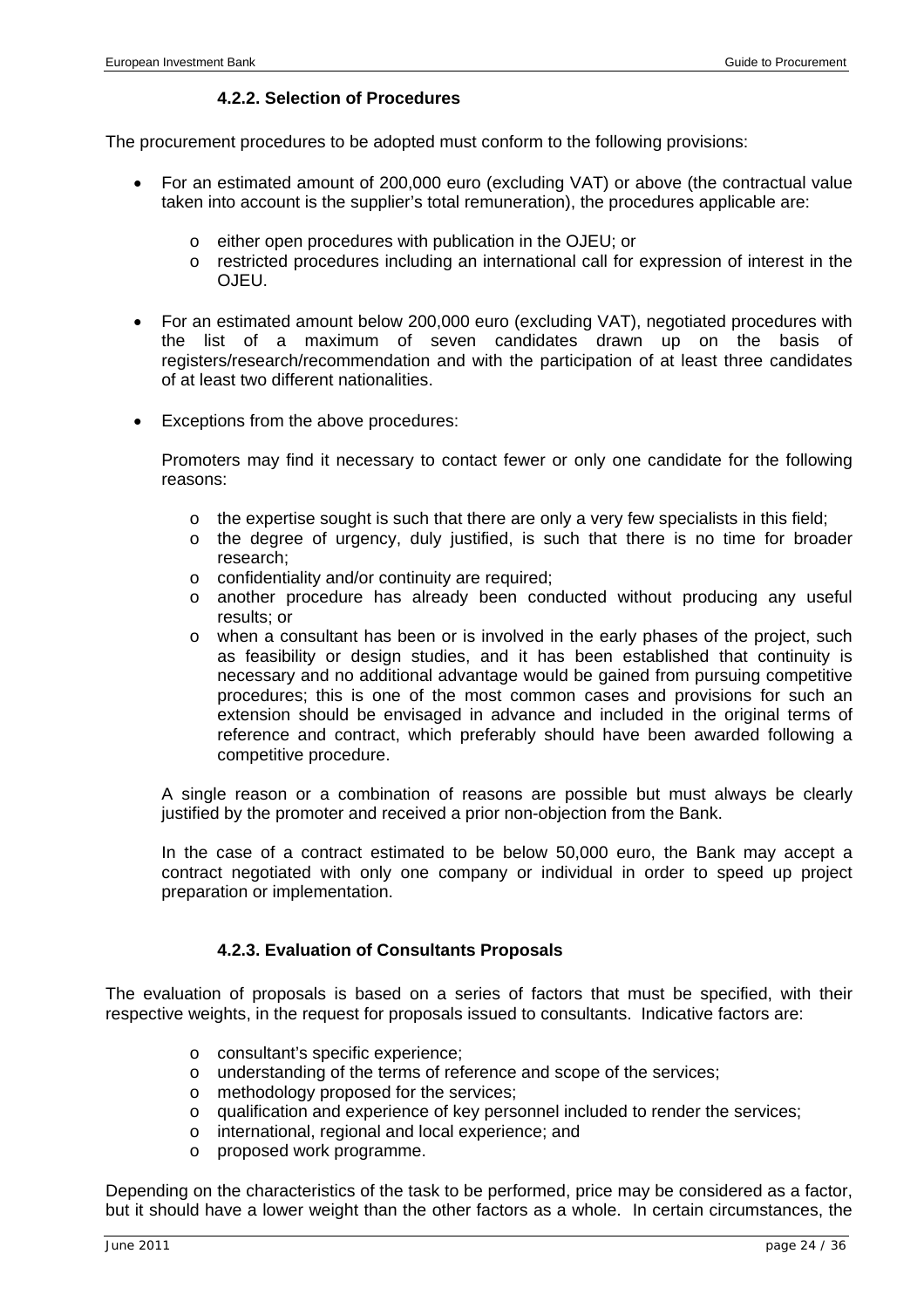#### 4.2.2. Selection of Procedures

The procurement procedures to be adopted must conform to the following provisions:

- For an estimated amount of 200,000 euro (excluding VAT) or above (the contractual value taken into account is the supplier's total remuneration), the procedures applicable are:
  - either open procedures with publication in the OJEU; or
  - restricted procedures including an international call for expression of interest in the OJEU.
- For an estimated amount below 200,000 euro (excluding VAT), negotiated procedures with the list of a maximum of seven candidates drawn up on the basis of registers/research/recommendation and with the participation of at least three candidates of at least two different nationalities.
- Exceptions from the above procedures:

  Promoters may find it necessary to contact fewer or only one candidate for the following reasons:

  - the expertise sought is such that there are only a very few specialists in this field;
  - the degree of urgency, duly justified, is such that there is no time for broader research;
  - confidentiality and/or continuity are required;
  - another procedure has already been conducted without producing any useful results; or
  - when a consultant has been or is involved in the early phases of the project, such as feasibility or design studies, and it has been established that continuity is necessary and no additional advantage would be gained from pursuing competitive procedures; this is one of the most common cases and provisions for such an extension should be envisaged in advance and included in the original terms of reference and contract, which preferably should have been awarded following a competitive procedure.

  A single reason or a combination of reasons are possible but must always be clearly justified by the promoter and received a prior non-objection from the Bank.

  In the case of a contract estimated to be below 50,000 euro, the Bank may accept a contract negotiated with only one company or individual in order to speed up project preparation or implementation.

#### 4.2.3. Evaluation of Consultants Proposals

The evaluation of proposals is based on a series of factors that must be specified, with their respective weights, in the request for proposals issued to consultants. Indicative factors are:

- consultant's specific experience;
- understanding of the terms of reference and scope of the services;
- methodology proposed for the services;
- qualification and experience of key personnel included to render the services;
- international, regional and local experience; and
- proposed work programme.

Depending on the characteristics of the task to be performed, price may be considered as a factor, but it should have a lower weight than the other factors as a whole. In certain circumstances, the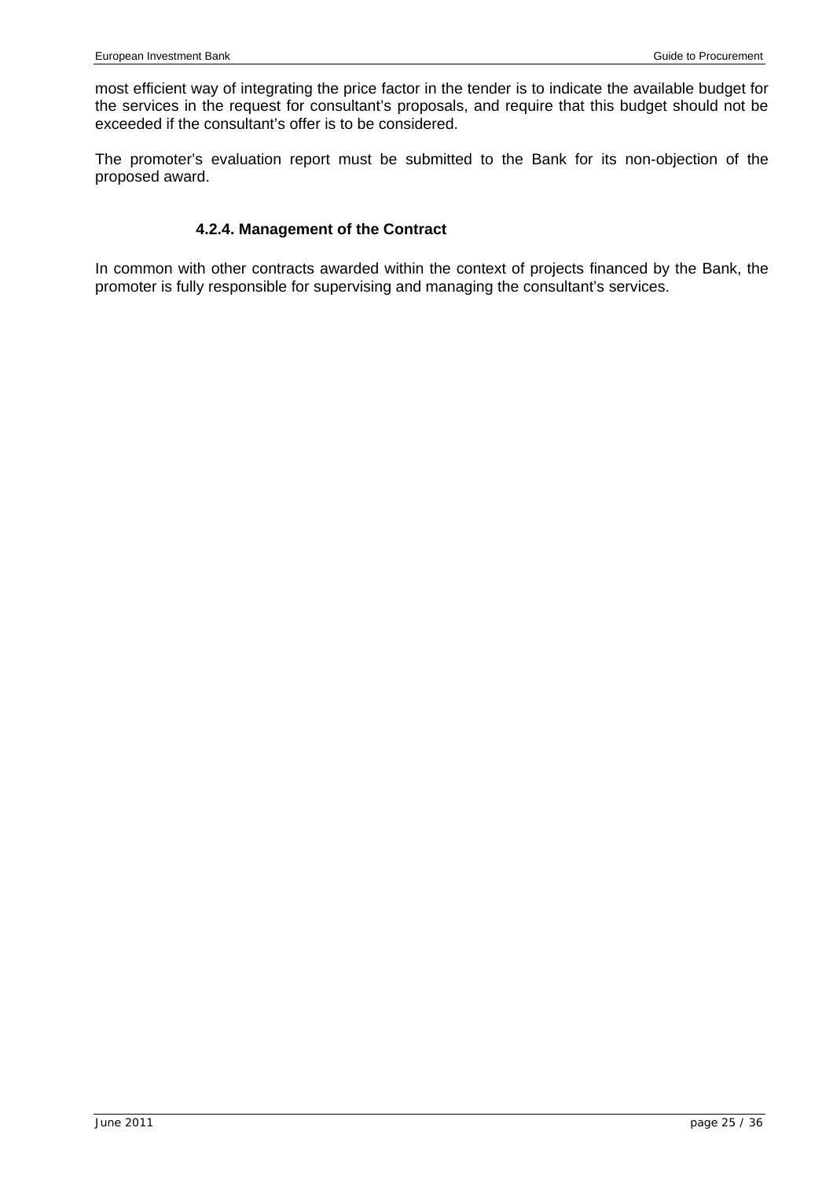most efficient way of integrating the price factor in the tender is to indicate the available budget for the services in the request for consultant's proposals, and require that this budget should not be exceeded if the consultant's offer is to be considered.

The promoter's evaluation report must be submitted to the Bank for its non-objection of the proposed award.

#### 4.2.4. Management of the Contract

In common with other contracts awarded within the context of projects financed by the Bank, the promoter is fully responsible for supervising and managing the consultant's services.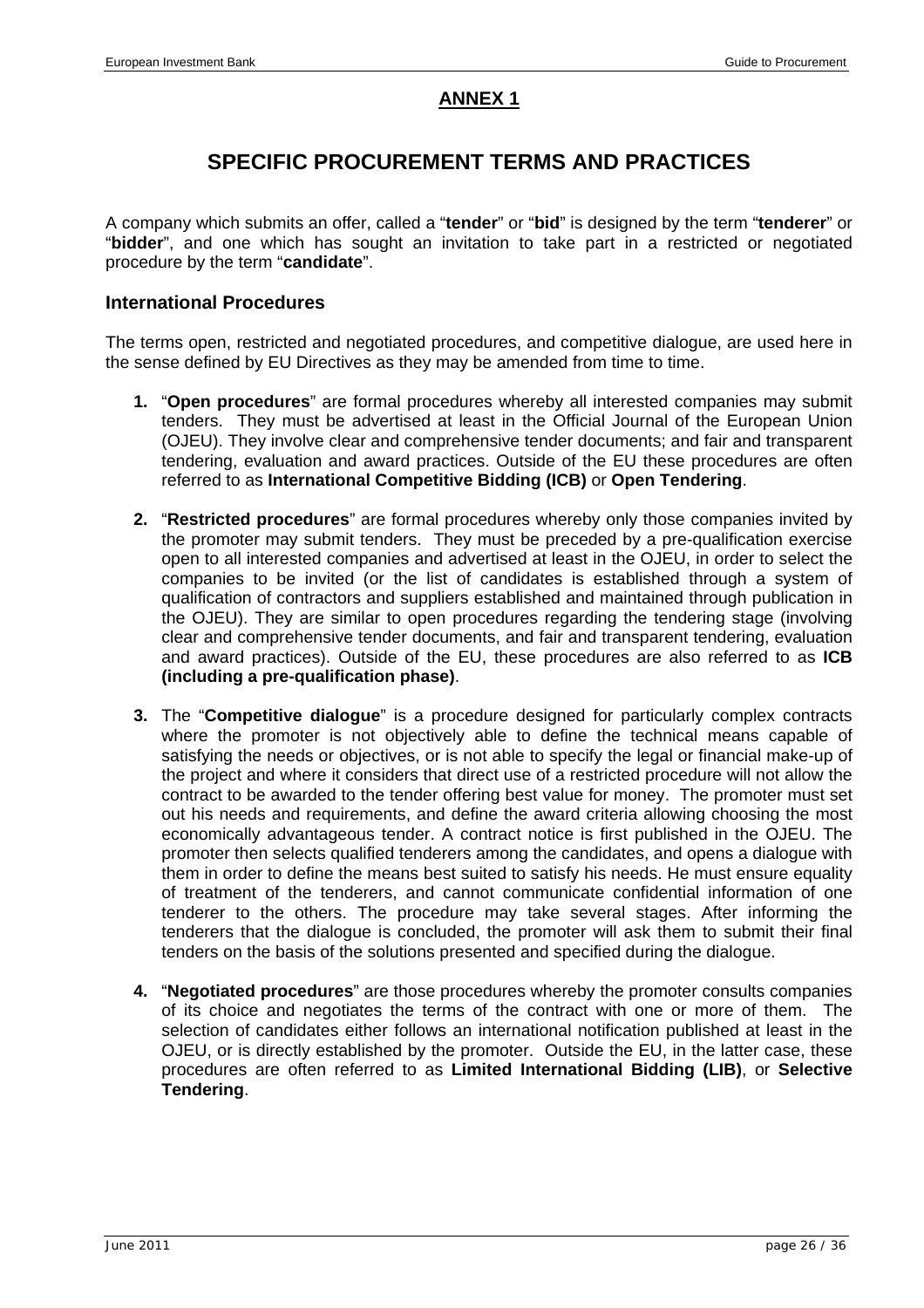## ANNEX 1

# SPECIFIC PROCUREMENT TERMS AND PRACTICES

A company which submits an offer, called a "**tender**" or "**bid**" is designed by the term "**tenderer**" or "**bidder**", and one which has sought an invitation to take part in a restricted or negotiated procedure by the term "**candidate**".

### International Procedures

The terms open, restricted and negotiated procedures, and competitive dialogue, are used here in the sense defined by EU Directives as they may be amended from time to time.

1. "**Open procedures**" are formal procedures whereby all interested companies may submit tenders. They must be advertised at least in the Official Journal of the European Union (OJEU). They involve clear and comprehensive tender documents; and fair and transparent tendering, evaluation and award practices. Outside of the EU these procedures are often referred to as **International Competitive Bidding (ICB)** or **Open Tendering**.

2. "**Restricted procedures**" are formal procedures whereby only those companies invited by the promoter may submit tenders. They must be preceded by a pre-qualification exercise open to all interested companies and advertised at least in the OJEU, in order to select the companies to be invited (or the list of candidates is established through a system of qualification of contractors and suppliers established and maintained through publication in the OJEU). They are similar to open procedures regarding the tendering stage (involving clear and comprehensive tender documents, and fair and transparent tendering, evaluation and award practices). Outside of the EU, these procedures are also referred to as **ICB (including a pre-qualification phase)**.

3. The "**Competitive dialogue**" is a procedure designed for particularly complex contracts where the promoter is not objectively able to define the technical means capable of satisfying the needs or objectives, or is not able to specify the legal or financial make-up of the project and where it considers that direct use of a restricted procedure will not allow the contract to be awarded to the tender offering best value for money. The promoter must set out his needs and requirements, and define the award criteria allowing choosing the most economically advantageous tender. A contract notice is first published in the OJEU. The promoter then selects qualified tenderers among the candidates, and opens a dialogue with them in order to define the means best suited to satisfy his needs. He must ensure equality of treatment of the tenderers, and cannot communicate confidential information of one tenderer to the others. The procedure may take several stages. After informing the tenderers that the dialogue is concluded, the promoter will ask them to submit their final tenders on the basis of the solutions presented and specified during the dialogue.

4. "**Negotiated procedures**" are those procedures whereby the promoter consults companies of its choice and negotiates the terms of the contract with one or more of them. The selection of candidates either follows an international notification published at least in the OJEU, or is directly established by the promoter. Outside the EU, in the latter case, these procedures are often referred to as **Limited International Bidding (LIB)**, or **Selective Tendering**.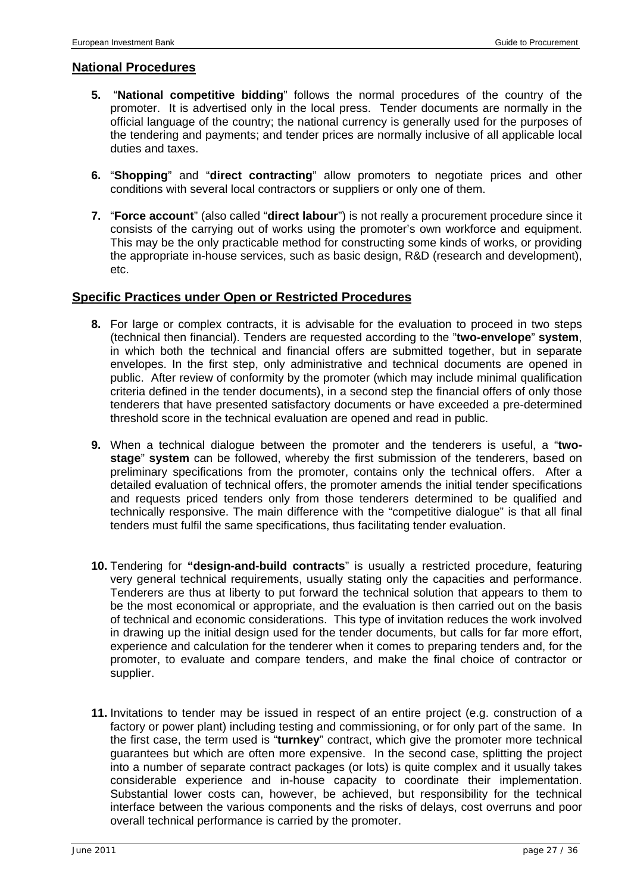## National Procedures

**5.** "**National competitive bidding**" follows the normal procedures of the country of the promoter. It is advertised only in the local press. Tender documents are normally in the official language of the country; the national currency is generally used for the purposes of the tendering and payments; and tender prices are normally inclusive of all applicable local duties and taxes.

**6.** "**Shopping**" and "**direct contracting**" allow promoters to negotiate prices and other conditions with several local contractors or suppliers or only one of them.

**7.** "**Force account**" (also called "**direct labour**") is not really a procurement procedure since it consists of the carrying out of works using the promoter's own workforce and equipment. This may be the only practicable method for constructing some kinds of works, or providing the appropriate in-house services, such as basic design, R&D (research and development), etc.

## Specific Practices under Open or Restricted Procedures

**8.** For large or complex contracts, it is advisable for the evaluation to proceed in two steps (technical then financial). Tenders are requested according to the "**two-envelope**" **system**, in which both the technical and financial offers are submitted together, but in separate envelopes. In the first step, only administrative and technical documents are opened in public. After review of conformity by the promoter (which may include minimal qualification criteria defined in the tender documents), in a second step the financial offers of only those tenderers that have presented satisfactory documents or have exceeded a pre-determined threshold score in the technical evaluation are opened and read in public.

**9.** When a technical dialogue between the promoter and the tenderers is useful, a "**two-stage**" **system** can be followed, whereby the first submission of the tenderers, based on preliminary specifications from the promoter, contains only the technical offers. After a detailed evaluation of technical offers, the promoter amends the initial tender specifications and requests priced tenders only from those tenderers determined to be qualified and technically responsive. The main difference with the "competitive dialogue" is that all final tenders must fulfil the same specifications, thus facilitating tender evaluation.

**10.** Tendering for **"design-and-build contracts**" is usually a restricted procedure, featuring very general technical requirements, usually stating only the capacities and performance. Tenderers are thus at liberty to put forward the technical solution that appears to them to be the most economical or appropriate, and the evaluation is then carried out on the basis of technical and economic considerations. This type of invitation reduces the work involved in drawing up the initial design used for the tender documents, but calls for far more effort, experience and calculation for the tenderer when it comes to preparing tenders and, for the promoter, to evaluate and compare tenders, and make the final choice of contractor or supplier.

**11.** Invitations to tender may be issued in respect of an entire project (e.g. construction of a factory or power plant) including testing and commissioning, or for only part of the same. In the first case, the term used is "**turnkey**" contract, which give the promoter more technical guarantees but which are often more expensive. In the second case, splitting the project into a number of separate contract packages (or lots) is quite complex and it usually takes considerable experience and in-house capacity to coordinate their implementation. Substantial lower costs can, however, be achieved, but responsibility for the technical interface between the various components and the risks of delays, cost overruns and poor overall technical performance is carried by the promoter.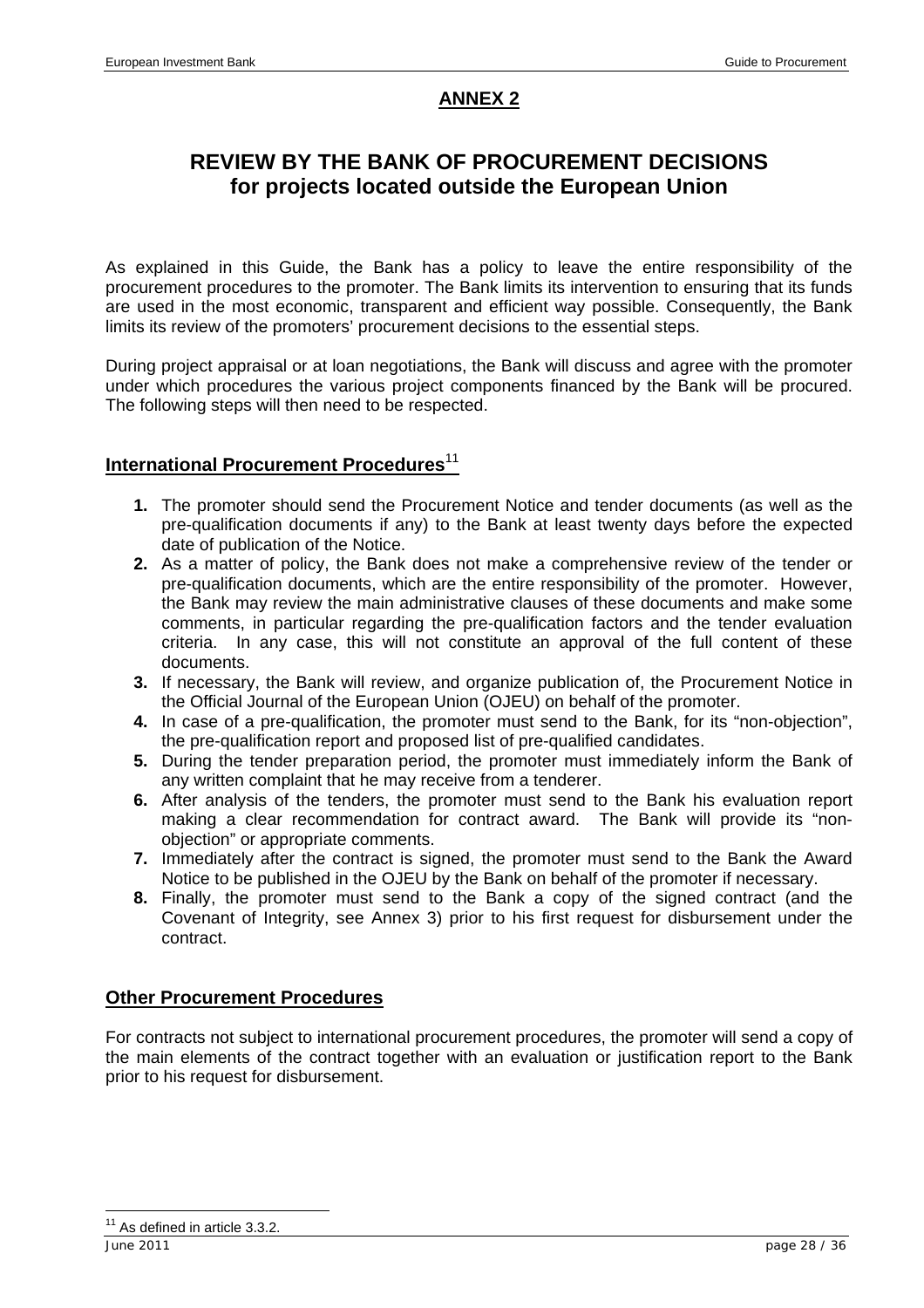# ANNEX 2

## REVIEW BY THE BANK OF PROCUREMENT DECISIONS for projects located outside the European Union

As explained in this Guide, the Bank has a policy to leave the entire responsibility of the procurement procedures to the promoter. The Bank limits its intervention to ensuring that its funds are used in the most economic, transparent and efficient way possible. Consequently, the Bank limits its review of the promoters' procurement decisions to the essential steps.

During project appraisal or at loan negotiations, the Bank will discuss and agree with the promoter under which procedures the various project components financed by the Bank will be procured. The following steps will then need to be respected.

### International Procurement Procedures[11]

1. The promoter should send the Procurement Notice and tender documents (as well as the pre-qualification documents if any) to the Bank at least twenty days before the expected date of publication of the Notice.
2. As a matter of policy, the Bank does not make a comprehensive review of the tender or pre-qualification documents, which are the entire responsibility of the promoter. However, the Bank may review the main administrative clauses of these documents and make some comments, in particular regarding the pre-qualification factors and the tender evaluation criteria. In any case, this will not constitute an approval of the full content of these documents.
3. If necessary, the Bank will review, and organize publication of, the Procurement Notice in the Official Journal of the European Union (OJEU) on behalf of the promoter.
4. In case of a pre-qualification, the promoter must send to the Bank, for its "non-objection", the pre-qualification report and proposed list of pre-qualified candidates.
5. During the tender preparation period, the promoter must immediately inform the Bank of any written complaint that he may receive from a tenderer.
6. After analysis of the tenders, the promoter must send to the Bank his evaluation report making a clear recommendation for contract award. The Bank will provide its "non-objection" or appropriate comments.
7. Immediately after the contract is signed, the promoter must send to the Bank the Award Notice to be published in the OJEU by the Bank on behalf of the promoter if necessary.
8. Finally, the promoter must send to the Bank a copy of the signed contract (and the Covenant of Integrity, see Annex 3) prior to his first request for disbursement under the contract.

### Other Procurement Procedures

For contracts not subject to international procurement procedures, the promoter will send a copy of the main elements of the contract together with an evaluation or justification report to the Bank prior to his request for disbursement.

[11] As defined in article 3.3.2.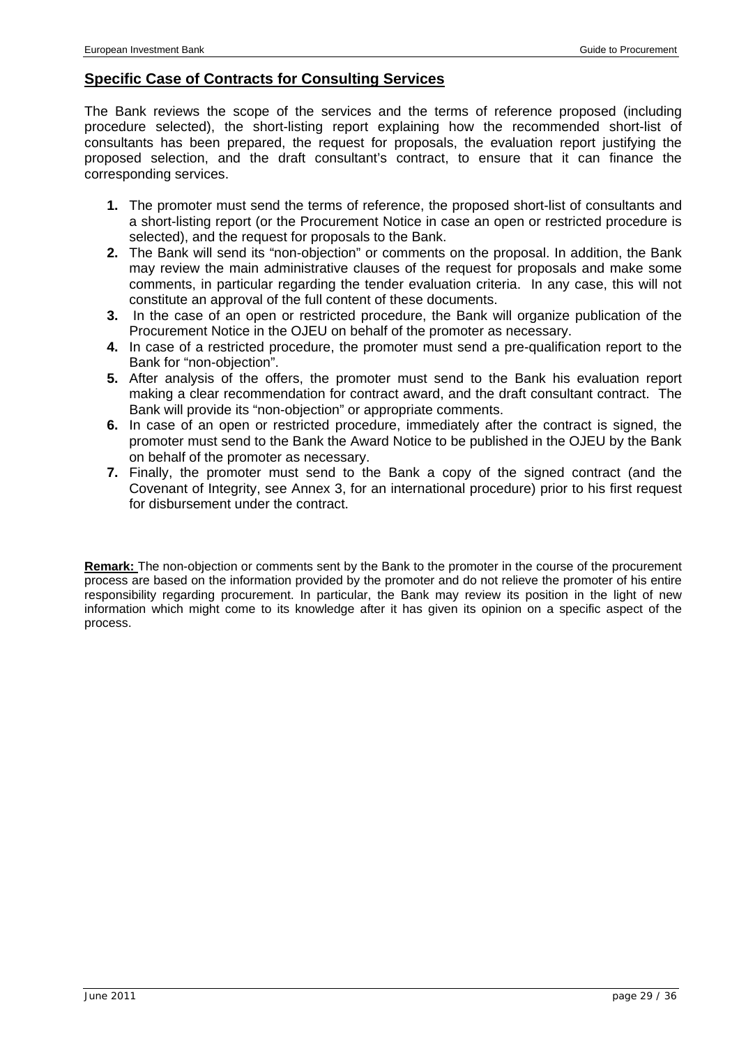## Specific Case of Contracts for Consulting Services

The Bank reviews the scope of the services and the terms of reference proposed (including procedure selected), the short-listing report explaining how the recommended short-list of consultants has been prepared, the request for proposals, the evaluation report justifying the proposed selection, and the draft consultant's contract, to ensure that it can finance the corresponding services.

1. The promoter must send the terms of reference, the proposed short-list of consultants and a short-listing report (or the Procurement Notice in case an open or restricted procedure is selected), and the request for proposals to the Bank.
2. The Bank will send its "non-objection" or comments on the proposal. In addition, the Bank may review the main administrative clauses of the request for proposals and make some comments, in particular regarding the tender evaluation criteria. In any case, this will not constitute an approval of the full content of these documents.
3. In the case of an open or restricted procedure, the Bank will organize publication of the Procurement Notice in the OJEU on behalf of the promoter as necessary.
4. In case of a restricted procedure, the promoter must send a pre-qualification report to the Bank for "non-objection".
5. After analysis of the offers, the promoter must send to the Bank his evaluation report making a clear recommendation for contract award, and the draft consultant contract. The Bank will provide its "non-objection" or appropriate comments.
6. In case of an open or restricted procedure, immediately after the contract is signed, the promoter must send to the Bank the Award Notice to be published in the OJEU by the Bank on behalf of the promoter as necessary.
7. Finally, the promoter must send to the Bank a copy of the signed contract (and the Covenant of Integrity, see Annex 3, for an international procedure) prior to his first request for disbursement under the contract.

**Remark:** The non-objection or comments sent by the Bank to the promoter in the course of the procurement process are based on the information provided by the promoter and do not relieve the promoter of his entire responsibility regarding procurement. In particular, the Bank may review its position in the light of new information which might come to its knowledge after it has given its opinion on a specific aspect of the process.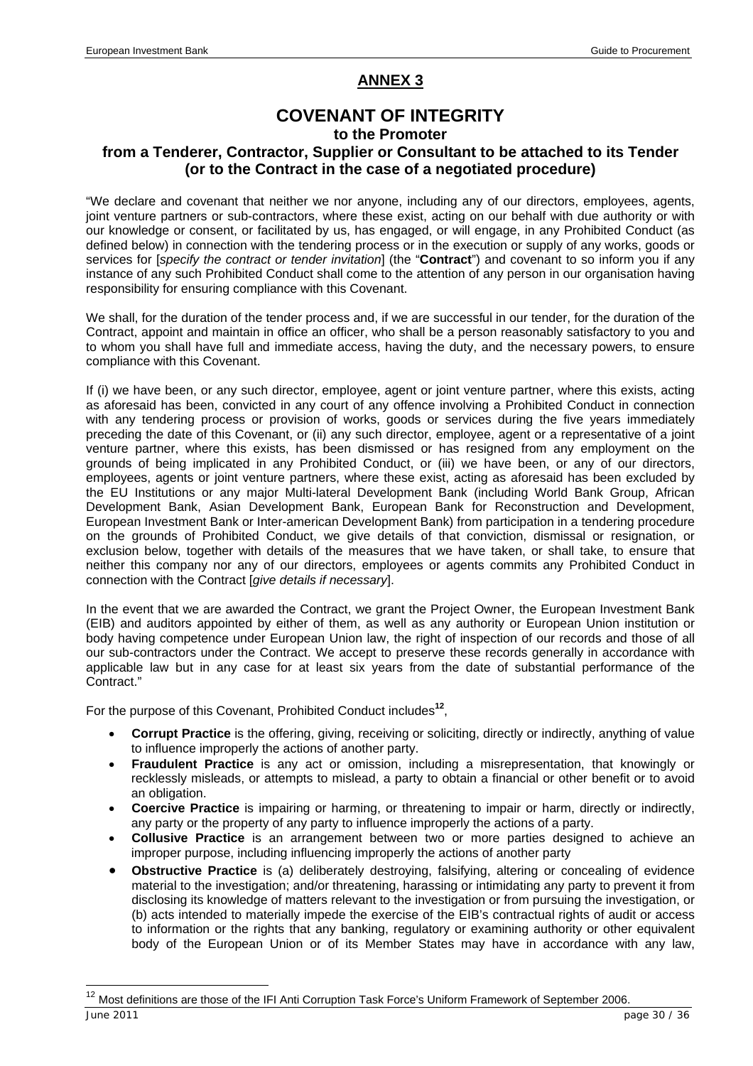## ANNEX 3

# COVENANT OF INTEGRITY

### to the Promoter

### from a Tenderer, Contractor, Supplier or Consultant to be attached to its Tender (or to the Contract in the case of a negotiated procedure)

"We declare and covenant that neither we nor anyone, including any of our directors, employees, agents, joint venture partners or sub-contractors, where these exist, acting on our behalf with due authority or with our knowledge or consent, or facilitated by us, has engaged, or will engage, in any Prohibited Conduct (as defined below) in connection with the tendering process or in the execution or supply of any works, goods or services for [*specify the contract or tender invitation*] (the "**Contract**") and covenant to so inform you if any instance of any such Prohibited Conduct shall come to the attention of any person in our organisation having responsibility for ensuring compliance with this Covenant.

We shall, for the duration of the tender process and, if we are successful in our tender, for the duration of the Contract, appoint and maintain in office an officer, who shall be a person reasonably satisfactory to you and to whom you shall have full and immediate access, having the duty, and the necessary powers, to ensure compliance with this Covenant.

If (i) we have been, or any such director, employee, agent or joint venture partner, where this exists, acting as aforesaid has been, convicted in any court of any offence involving a Prohibited Conduct in connection with any tendering process or provision of works, goods or services during the five years immediately preceding the date of this Covenant, or (ii) any such director, employee, agent or a representative of a joint venture partner, where this exists, has been dismissed or has resigned from any employment on the grounds of being implicated in any Prohibited Conduct, or (iii) we have been, or any of our directors, employees, agents or joint venture partners, where these exist, acting as aforesaid has been excluded by the EU Institutions or any major Multi-lateral Development Bank (including World Bank Group, African Development Bank, Asian Development Bank, European Bank for Reconstruction and Development, European Investment Bank or Inter-american Development Bank) from participation in a tendering procedure on the grounds of Prohibited Conduct, we give details of that conviction, dismissal or resignation, or exclusion below, together with details of the measures that we have taken, or shall take, to ensure that neither this company nor any of our directors, employees or agents commits any Prohibited Conduct in connection with the Contract [*give details if necessary*].

In the event that we are awarded the Contract, we grant the Project Owner, the European Investment Bank (EIB) and auditors appointed by either of them, as well as any authority or European Union institution or body having competence under European Union law, the right of inspection of our records and those of all our sub-contractors under the Contract. We accept to preserve these records generally in accordance with applicable law but in any case for at least six years from the date of substantial performance of the Contract."

For the purpose of this Covenant, Prohibited Conduct includes[12],

- **Corrupt Practice** is the offering, giving, receiving or soliciting, directly or indirectly, anything of value to influence improperly the actions of another party.
- **Fraudulent Practice** is any act or omission, including a misrepresentation, that knowingly or recklessly misleads, or attempts to mislead, a party to obtain a financial or other benefit or to avoid an obligation.
- **Coercive Practice** is impairing or harming, or threatening to impair or harm, directly or indirectly, any party or the property of any party to influence improperly the actions of a party.
- **Collusive Practice** is an arrangement between two or more parties designed to achieve an improper purpose, including influencing improperly the actions of another party
- **Obstructive Practice** is (a) deliberately destroying, falsifying, altering or concealing of evidence material to the investigation; and/or threatening, harassing or intimidating any party to prevent it from disclosing its knowledge of matters relevant to the investigation or from pursuing the investigation, or (b) acts intended to materially impede the exercise of the EIB's contractual rights of audit or access to information or the rights that any banking, regulatory or examining authority or other equivalent body of the European Union or of its Member States may have in accordance with any law,

[12] Most definitions are those of the IFI Anti Corruption Task Force's Uniform Framework of September 2006.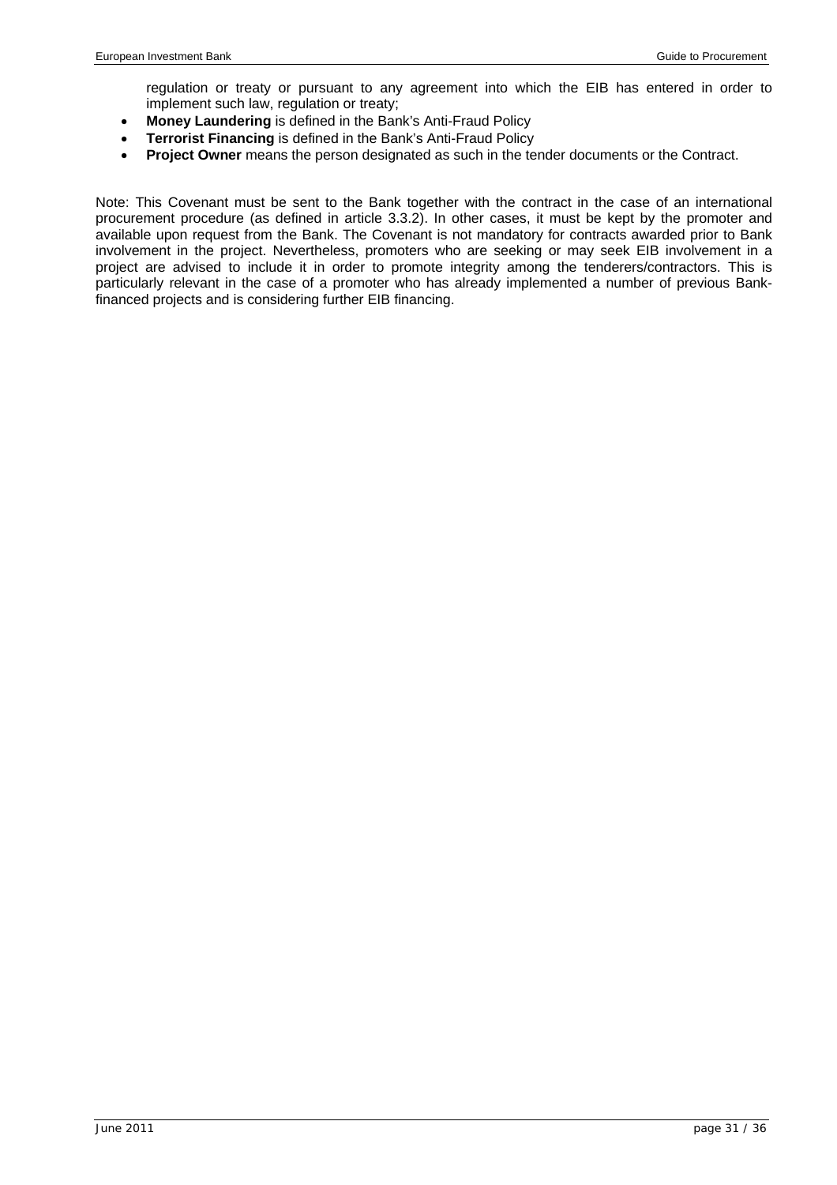regulation or treaty or pursuant to any agreement into which the EIB has entered in order to implement such law, regulation or treaty;

- **Money Laundering** is defined in the Bank's Anti-Fraud Policy
- **Terrorist Financing** is defined in the Bank's Anti-Fraud Policy
- **Project Owner** means the person designated as such in the tender documents or the Contract.

Note: This Covenant must be sent to the Bank together with the contract in the case of an international procurement procedure (as defined in article 3.3.2). In other cases, it must be kept by the promoter and available upon request from the Bank. The Covenant is not mandatory for contracts awarded prior to Bank involvement in the project. Nevertheless, promoters who are seeking or may seek EIB involvement in a project are advised to include it in order to promote integrity among the tenderers/contractors. This is particularly relevant in the case of a promoter who has already implemented a number of previous Bank-financed projects and is considering further EIB financing.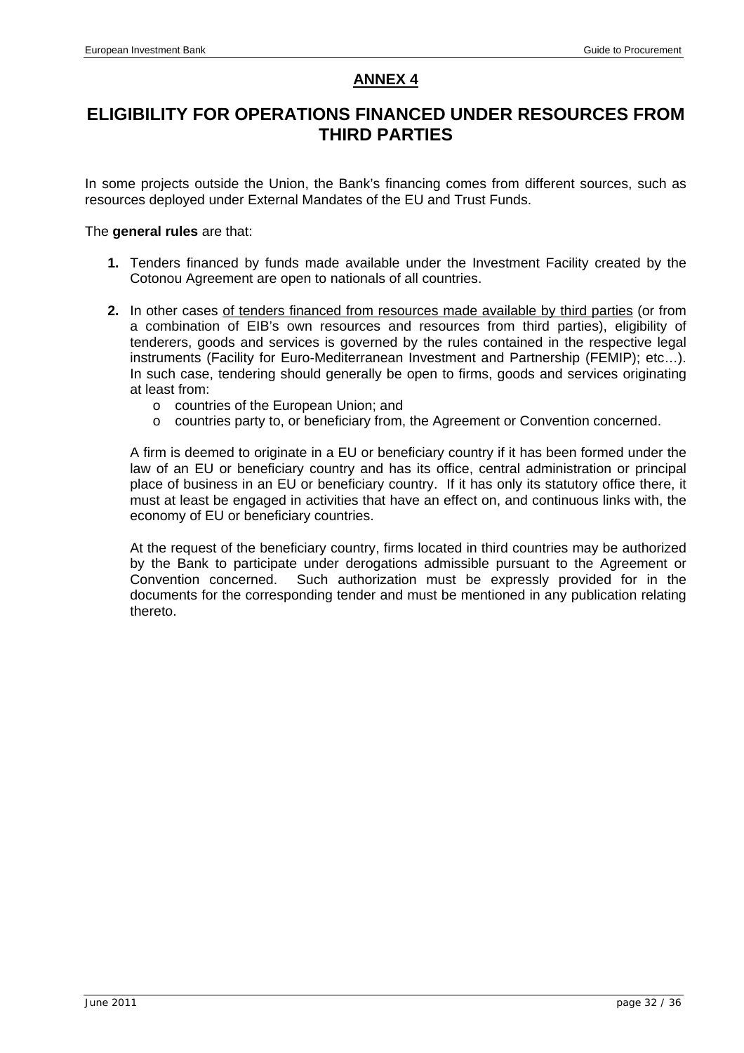## ANNEX 4

# ELIGIBILITY FOR OPERATIONS FINANCED UNDER RESOURCES FROM THIRD PARTIES

In some projects outside the Union, the Bank's financing comes from different sources, such as resources deployed under External Mandates of the EU and Trust Funds.

The **general rules** are that:

1. Tenders financed by funds made available under the Investment Facility created by the Cotonou Agreement are open to nationals of all countries.

2. In other cases <u>of tenders financed from resources made available by third parties</u> (or from a combination of EIB's own resources and resources from third parties), eligibility of tenderers, goods and services is governed by the rules contained in the respective legal instruments (Facility for Euro-Mediterranean Investment and Partnership (FEMIP); etc…). In such case, tendering should generally be open to firms, goods and services originating at least from:
   - countries of the European Union; and
   - countries party to, or beneficiary from, the Agreement or Convention concerned.

   A firm is deemed to originate in a EU or beneficiary country if it has been formed under the law of an EU or beneficiary country and has its office, central administration or principal place of business in an EU or beneficiary country. If it has only its statutory office there, it must at least be engaged in activities that have an effect on, and continuous links with, the economy of EU or beneficiary countries.

   At the request of the beneficiary country, firms located in third countries may be authorized by the Bank to participate under derogations admissible pursuant to the Agreement or Convention concerned. Such authorization must be expressly provided for in the documents for the corresponding tender and must be mentioned in any publication relating thereto.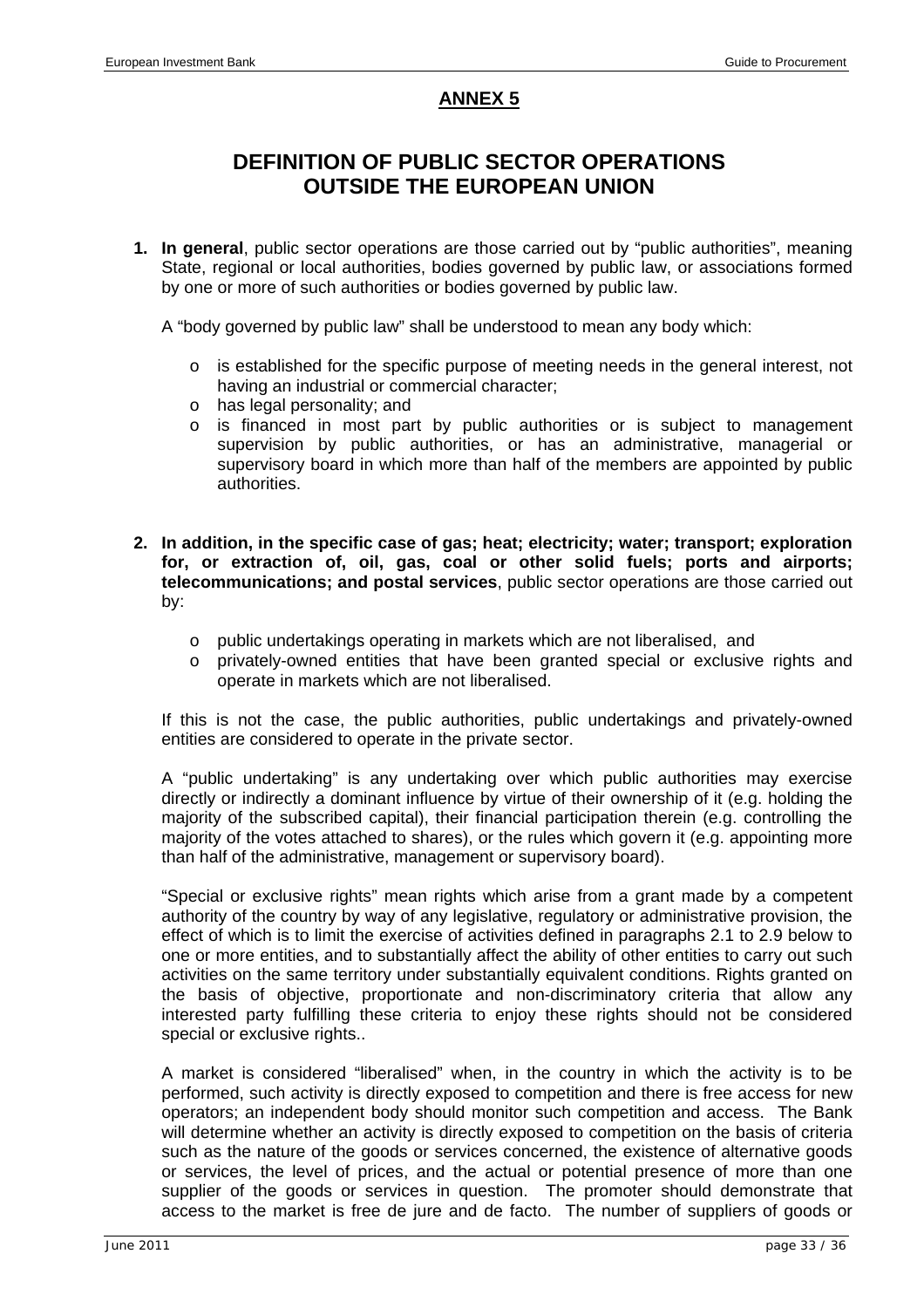## ANNEX 5

# DEFINITION OF PUBLIC SECTOR OPERATIONS OUTSIDE THE EUROPEAN UNION

1. **In general**, public sector operations are those carried out by "public authorities", meaning State, regional or local authorities, bodies governed by public law, or associations formed by one or more of such authorities or bodies governed by public law.

   A "body governed by public law" shall be understood to mean any body which:

   - is established for the specific purpose of meeting needs in the general interest, not having an industrial or commercial character;
   - has legal personality; and
   - is financed in most part by public authorities or is subject to management supervision by public authorities, or has an administrative, managerial or supervisory board in which more than half of the members are appointed by public authorities.

2. **In addition, in the specific case of gas; heat; electricity; water; transport; exploration for, or extraction of, oil, gas, coal or other solid fuels; ports and airports; telecommunications; and postal services**, public sector operations are those carried out by:

   - public undertakings operating in markets which are not liberalised, and
   - privately-owned entities that have been granted special or exclusive rights and operate in markets which are not liberalised.

   If this is not the case, the public authorities, public undertakings and privately-owned entities are considered to operate in the private sector.

   A "public undertaking" is any undertaking over which public authorities may exercise directly or indirectly a dominant influence by virtue of their ownership of it (e.g. holding the majority of the subscribed capital), their financial participation therein (e.g. controlling the majority of the votes attached to shares), or the rules which govern it (e.g. appointing more than half of the administrative, management or supervisory board).

   "Special or exclusive rights" mean rights which arise from a grant made by a competent authority of the country by way of any legislative, regulatory or administrative provision, the effect of which is to limit the exercise of activities defined in paragraphs 2.1 to 2.9 below to one or more entities, and to substantially affect the ability of other entities to carry out such activities on the same territory under substantially equivalent conditions. Rights granted on the basis of objective, proportionate and non-discriminatory criteria that allow any interested party fulfilling these criteria to enjoy these rights should not be considered special or exclusive rights..

   A market is considered "liberalised" when, in the country in which the activity is to be performed, such activity is directly exposed to competition and there is free access for new operators; an independent body should monitor such competition and access. The Bank will determine whether an activity is directly exposed to competition on the basis of criteria such as the nature of the goods or services concerned, the existence of alternative goods or services, the level of prices, and the actual or potential presence of more than one supplier of the goods or services in question. The promoter should demonstrate that access to the market is free de jure and de facto. The number of suppliers of goods or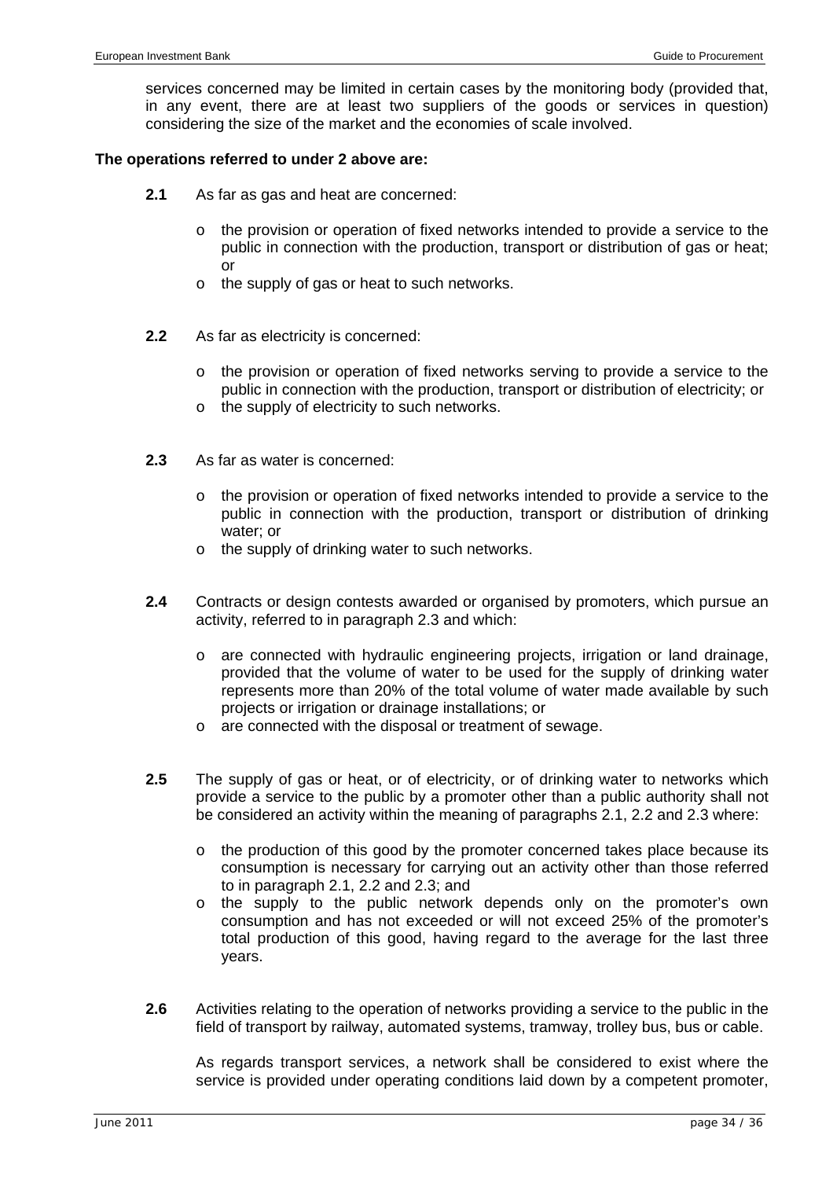services concerned may be limited in certain cases by the monitoring body (provided that, in any event, there are at least two suppliers of the goods or services in question) considering the size of the market and the economies of scale involved.

**The operations referred to under 2 above are:**

**2.1** As far as gas and heat are concerned:

- the provision or operation of fixed networks intended to provide a service to the public in connection with the production, transport or distribution of gas or heat; or
- the supply of gas or heat to such networks.

**2.2** As far as electricity is concerned:

- the provision or operation of fixed networks serving to provide a service to the public in connection with the production, transport or distribution of electricity; or
- the supply of electricity to such networks.

**2.3** As far as water is concerned:

- the provision or operation of fixed networks intended to provide a service to the public in connection with the production, transport or distribution of drinking water; or
- the supply of drinking water to such networks.

**2.4** Contracts or design contests awarded or organised by promoters, which pursue an activity, referred to in paragraph 2.3 and which:

- are connected with hydraulic engineering projects, irrigation or land drainage, provided that the volume of water to be used for the supply of drinking water represents more than 20% of the total volume of water made available by such projects or irrigation or drainage installations; or
- are connected with the disposal or treatment of sewage.

**2.5** The supply of gas or heat, or of electricity, or of drinking water to networks which provide a service to the public by a promoter other than a public authority shall not be considered an activity within the meaning of paragraphs 2.1, 2.2 and 2.3 where:

- the production of this good by the promoter concerned takes place because its consumption is necessary for carrying out an activity other than those referred to in paragraph 2.1, 2.2 and 2.3; and
- the supply to the public network depends only on the promoter's own consumption and has not exceeded or will not exceed 25% of the promoter's total production of this good, having regard to the average for the last three years.

**2.6** Activities relating to the operation of networks providing a service to the public in the field of transport by railway, automated systems, tramway, trolley bus, bus or cable.

As regards transport services, a network shall be considered to exist where the service is provided under operating conditions laid down by a competent promoter,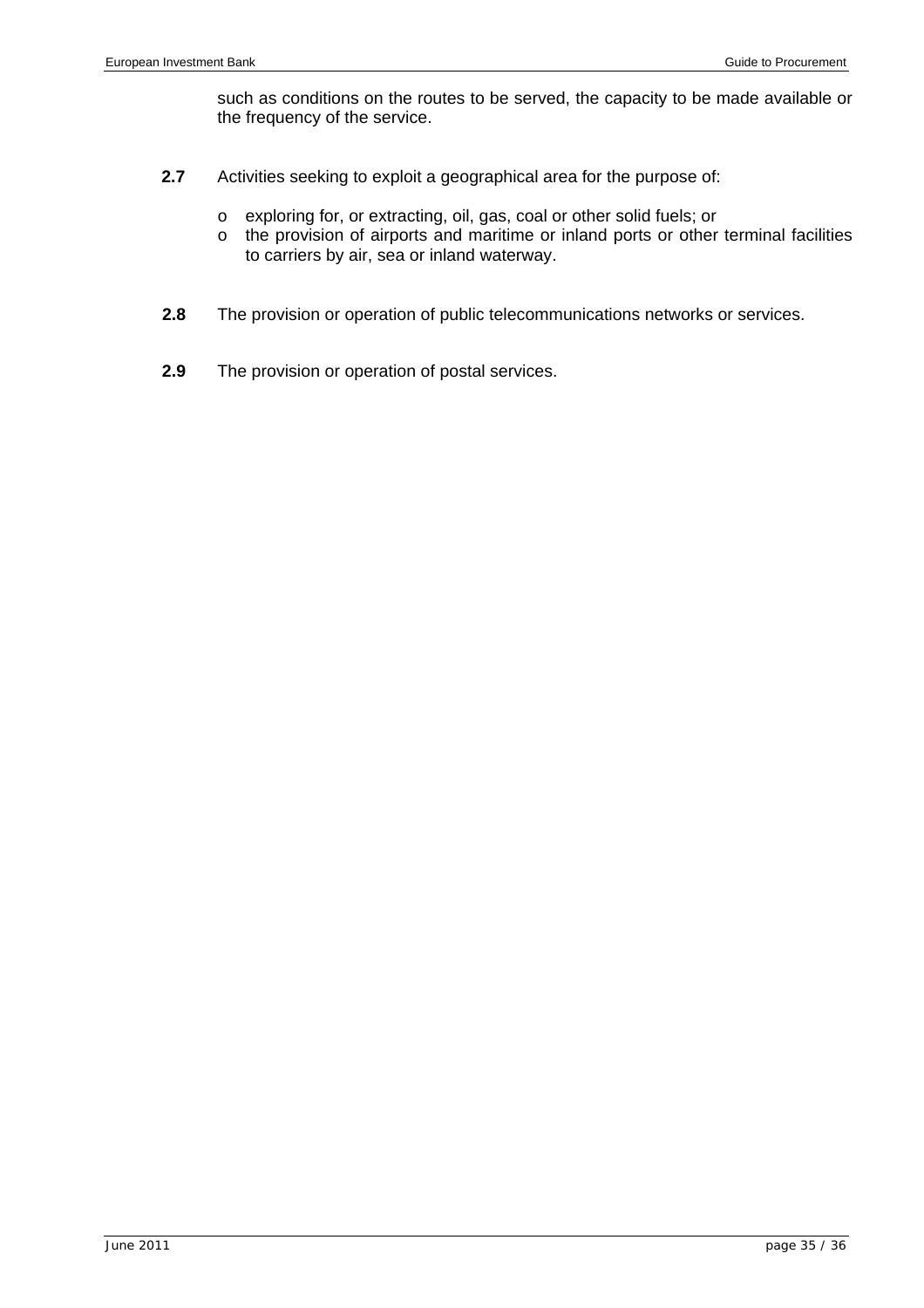such as conditions on the routes to be served, the capacity to be made available or the frequency of the service.

**2.7** Activities seeking to exploit a geographical area for the purpose of:

- exploring for, or extracting, oil, gas, coal or other solid fuels; or
- the provision of airports and maritime or inland ports or other terminal facilities to carriers by air, sea or inland waterway.

**2.8** The provision or operation of public telecommunications networks or services.

**2.9** The provision or operation of postal services.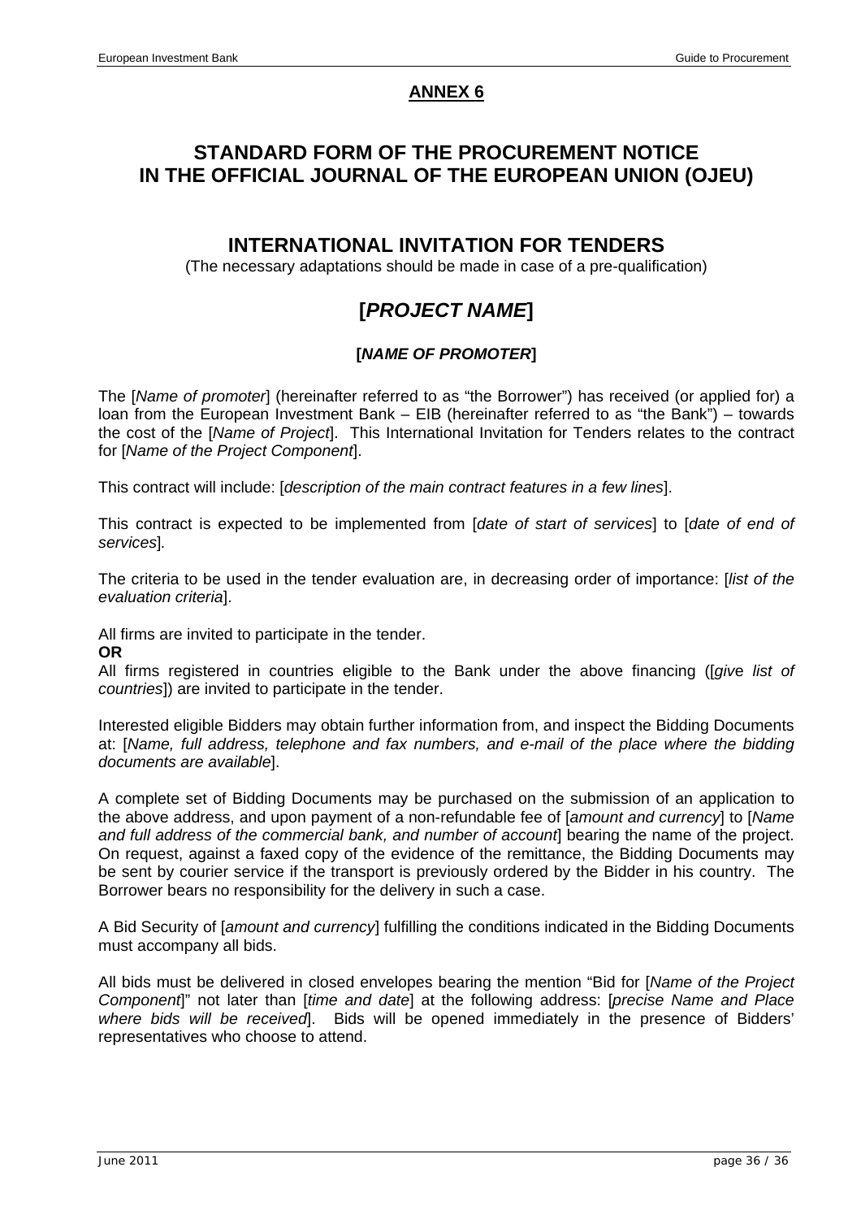## ANNEX 6

# STANDARD FORM OF THE PROCUREMENT NOTICE IN THE OFFICIAL JOURNAL OF THE EUROPEAN UNION (OJEU)

## INTERNATIONAL INVITATION FOR TENDERS

(The necessary adaptations should be made in case of a pre-qualification)

## [*PROJECT NAME*]

### [*NAME OF PROMOTER*]

The [*Name of promoter*] (hereinafter referred to as "the Borrower") has received (or applied for) a loan from the European Investment Bank – EIB (hereinafter referred to as "the Bank") – towards the cost of the [*Name of Project*]. This International Invitation for Tenders relates to the contract for [*Name of the Project Component*].

This contract will include: [*description of the main contract features in a few lines*].

This contract is expected to be implemented from [*date of start of services*] to [*date of end of services*].

The criteria to be used in the tender evaluation are, in decreasing order of importance: [*list of the evaluation criteria*].

All firms are invited to participate in the tender.

**OR**

All firms registered in countries eligible to the Bank under the above financing ([*give list of countries*]) are invited to participate in the tender.

Interested eligible Bidders may obtain further information from, and inspect the Bidding Documents at: [*Name, full address, telephone and fax numbers, and e-mail of the place where the bidding documents are available*].

A complete set of Bidding Documents may be purchased on the submission of an application to the above address, and upon payment of a non-refundable fee of [*amount and currency*] to [*Name and full address of the commercial bank, and number of account*] bearing the name of the project. On request, against a faxed copy of the evidence of the remittance, the Bidding Documents may be sent by courier service if the transport is previously ordered by the Bidder in his country. The Borrower bears no responsibility for the delivery in such a case.

A Bid Security of [*amount and currency*] fulfilling the conditions indicated in the Bidding Documents must accompany all bids.

All bids must be delivered in closed envelopes bearing the mention "Bid for [*Name of the Project Component*]" not later than [*time and date*] at the following address: [*precise Name and Place where bids will be received*]. Bids will be opened immediately in the presence of Bidders' representatives who choose to attend.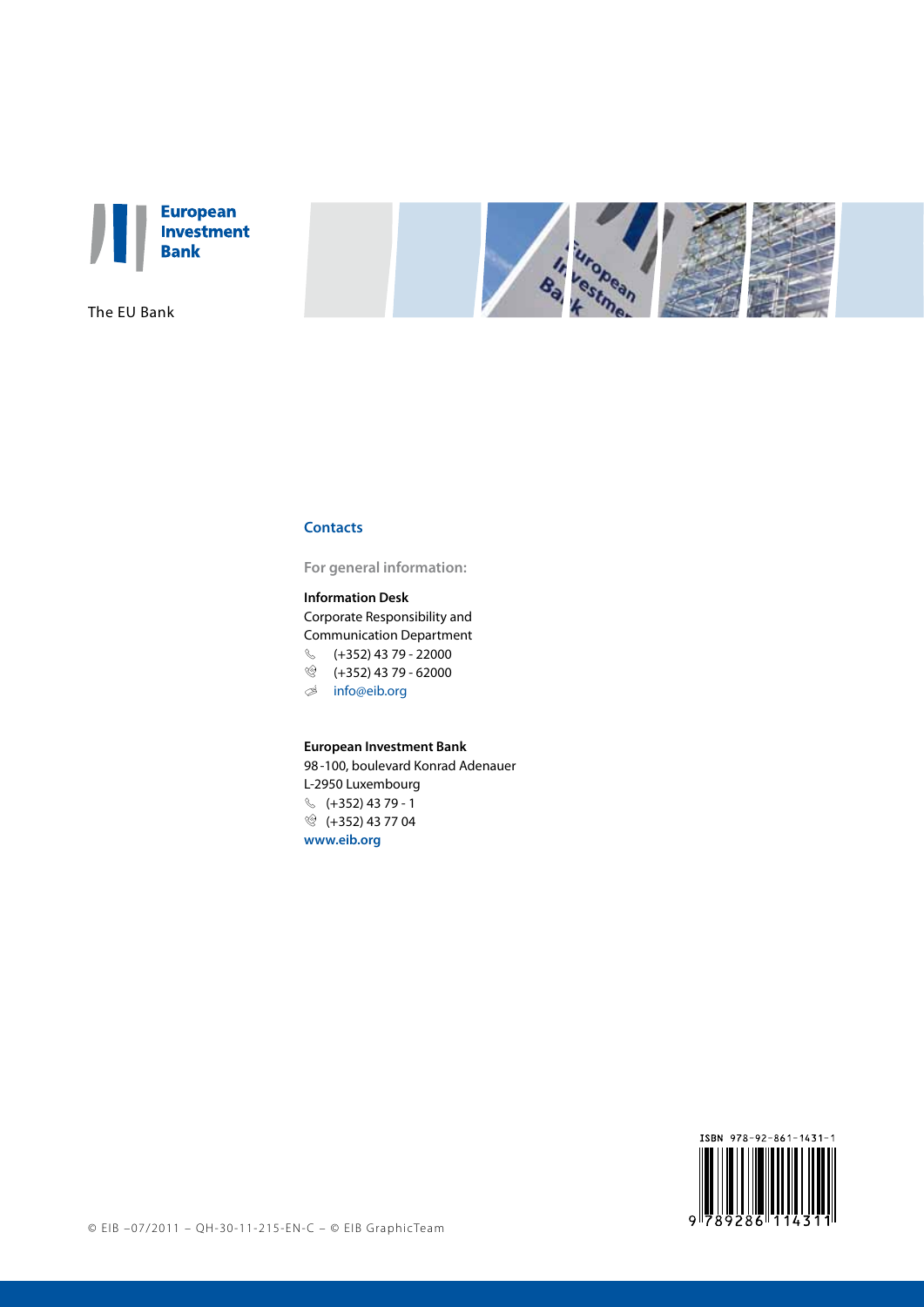European Investment Bank

The EU Bank

## Contacts

**For general information:**

**Information Desk**
Corporate Responsibility and
Communication Department
(+352) 43 79 - 22000
(+352) 43 79 - 62000
info@eib.org

**European Investment Bank**
98-100, boulevard Konrad Adenauer
L-2950 Luxembourg
(+352) 43 79 - 1
(+352) 43 77 04
**www.eib.org**

ISBN 978-92-861-1431-1

© EIB –07/2011 – QH-30-11-215-EN-C – © EIB GraphicTeam